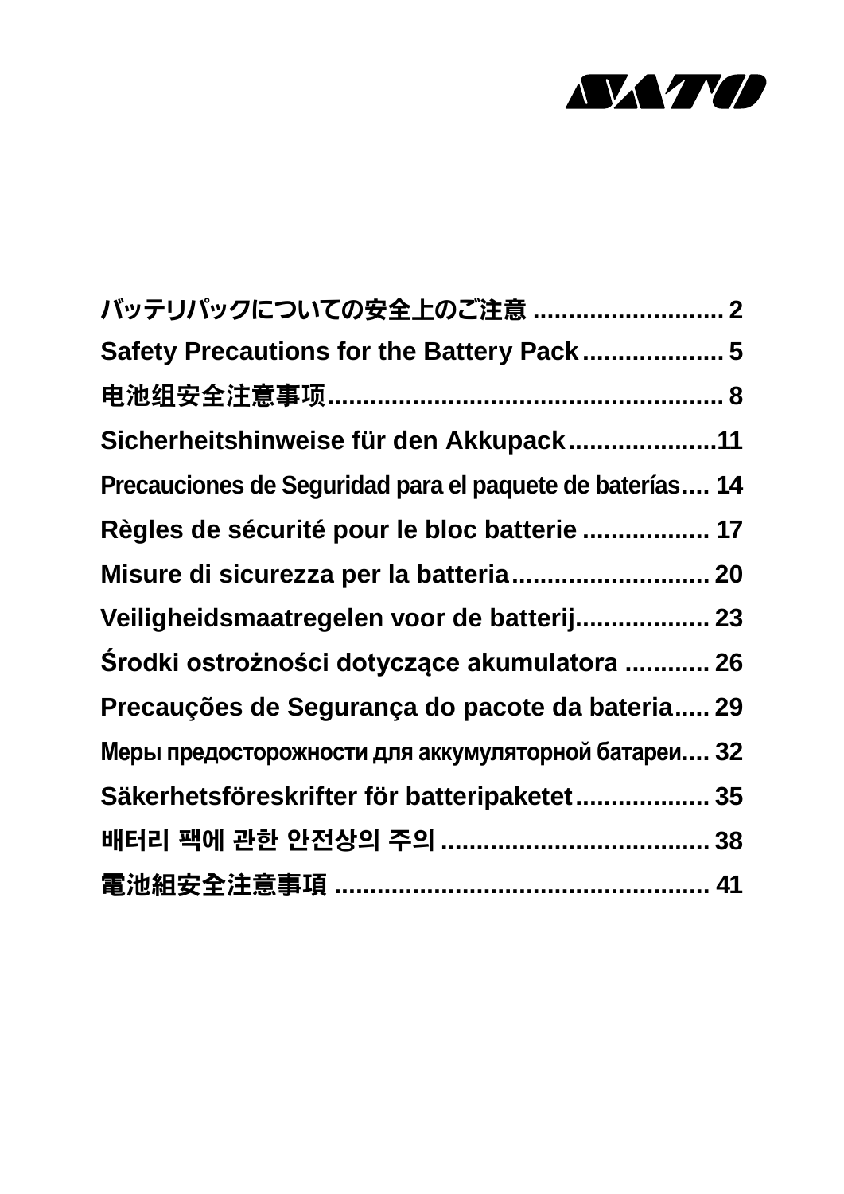SATO

バッテリパックについての安全上のご注意 .......................... 2
Safety Precautions for the Battery Pack.................... 5
电池组安全注意事项........................................................ 8
Sicherheitshinweise für den Akkupack.....................11
Precauciones de Seguridad para el paquete de baterías.... 14
Règles de sécurité pour le bloc batterie .................. 17
Misure di sicurezza per la batteria............................ 20
Veiligheidsmaatregelen voor de batterij................... 23
Środki ostrożności dotyczące akumulatora ............ 26
Precauções de Segurança do pacote da bateria..... 29
Меры предосторожности для аккумуляторной батареи.... 32
Säkerhetsföreskrifter för batteripaketet................... 35
배터리 팩에 관한 안전상의 주의 ...................................... 38
電池組安全注意事項 ..................................................... 41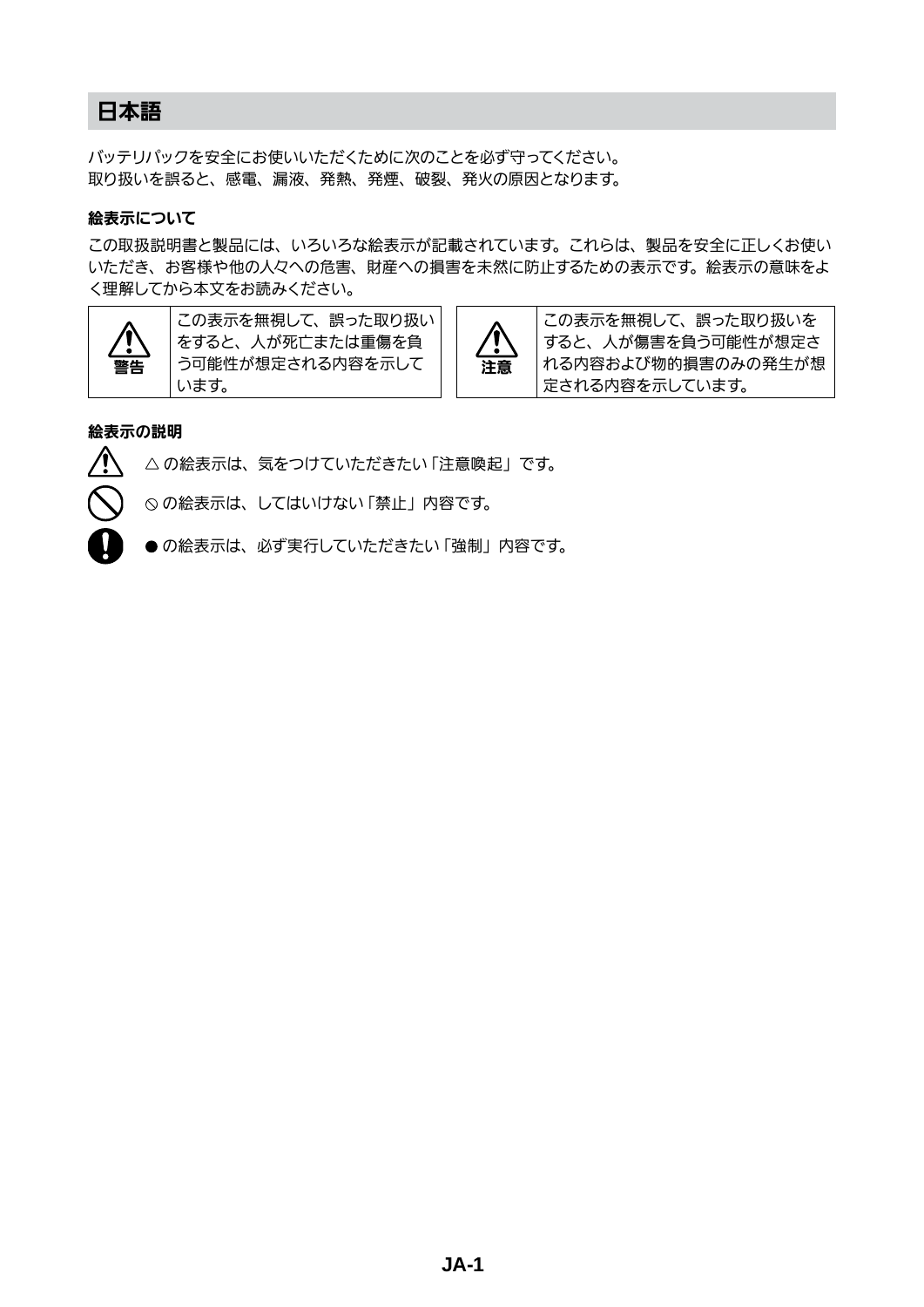# 日本語

バッテリパックを安全にお使いいただくために次のことを必ず守ってください。
取り扱いを誤ると、感電、漏液、発熱、発煙、破裂、発火の原因となります。

### 絵表示について

この取扱説明書と製品には、いろいろな絵表示が記載されています。これらは、製品を安全に正しくお使いいただき、お客様や他の人々への危害、財産への損害を未然に防止するための表示です。絵表示の意味をよく理解してから本文をお読みください。

| | |
|---|---|
| ⚠ 警告 | この表示を無視して、誤った取り扱いをすると、人が死亡または重傷を負う可能性が想定される内容を示しています。 |
| ⚠ 注意 | この表示を無視して、誤った取り扱いをすると、人が傷害を負う可能性が想定される内容および物的損害のみの発生が想定される内容を示しています。 |

### 絵表示の説明

△ の絵表示は、気をつけていただきたい「注意喚起」です。

⦸ の絵表示は、してはいけない「禁止」内容です。

● の絵表示は、必ず実行していただきたい「強制」内容です。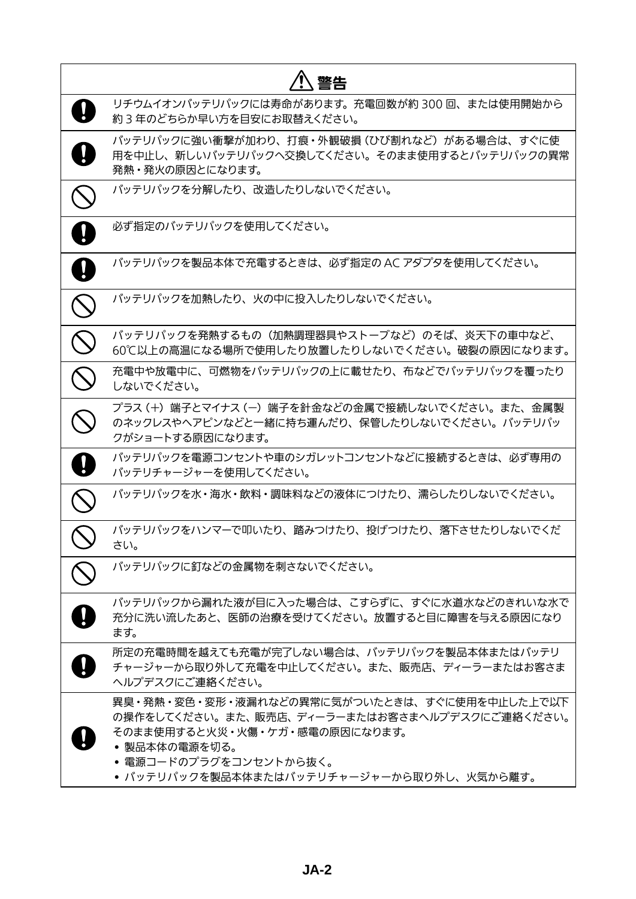## ⚠ 警告

| | |
|---|---|
| ❗ | リチウムイオンバッテリパックには寿命があります。充電回数が約 300 回、または使用開始から約 3 年のどちらか早い方を目安にお取替えください。 |
| ❗ | バッテリパックに強い衝撃が加わり、打痕・外観破損（ひび割れなど）がある場合は、すぐに使用を中止し、新しいバッテリパックへ交換してください。そのまま使用するとバッテリパックの異常発熱・発火の原因とになります。 |
| 🚫 | バッテリパックを分解したり、改造したりしないでください。 |
| ❗ | 必ず指定のバッテリパックを使用してください。 |
| ❗ | バッテリパックを製品本体で充電するときは、必ず指定の AC アダプタを使用してください。 |
| 🚫 | バッテリパックを加熱したり、火の中に投入したりしないでください。 |
| 🚫 | バッテリパックを発熱するもの（加熱調理器具やストーブなど）のそば、炎天下の車中など、60℃以上の高温になる場所で使用したり放置したりしないでください。破裂の原因になります。 |
| 🚫 | 充電中や放電中に、可燃物をバッテリパックの上に載せたり、布などでバッテリパックを覆ったりしないでください。 |
| 🚫 | プラス（＋）端子とマイナス（－）端子を針金などの金属で接続しないでください。また、金属製のネックレスやヘアピンなどと一緒に持ち運んだり、保管したりしないでください。バッテリパックがショートする原因になります。 |
| ❗ | バッテリパックを電源コンセントや車のシガレットコンセントなどに接続するときは、必ず専用のバッテリチャージャーを使用してください。 |
| 🚫 | バッテリパックを水・海水・飲料・調味料などの液体につけたり、濡らしたりしないでください。 |
| 🚫 | バッテリパックをハンマーで叩いたり、踏みつけたり、投げつけたり、落下させたりしないでください。 |
| 🚫 | バッテリパックに釘などの金属物を刺さないでください。 |
| ❗ | バッテリパックから漏れた液が目に入った場合は、こすらずに、すぐに水道水などのきれいな水で充分に洗い流したあと、医師の治療を受けてください。放置すると目に障害を与える原因になります。 |
| ❗ | 所定の充電時間を越えても充電が完了しない場合は、バッテリパックを製品本体またはバッテリチャージャーから取り外して充電を中止してください。また、販売店、ディーラーまたはお客さまヘルプデスクにご連絡ください。 |
| ❗ | 異臭・発熱・変色・変形・液漏れなどの異常に気がついたときは、すぐに使用を中止した上で以下の操作をしてください。また、販売店、ディーラーまたはお客さまヘルプデスクにご連絡ください。そのまま使用すると火災・火傷・ケガ・感電の原因になります。<br>• 製品本体の電源を切る。<br>• 電源コードのプラグをコンセントから抜く。<br>• バッテリパックを製品本体またはバッテリチャージャーから取り外し、火気から離す。 |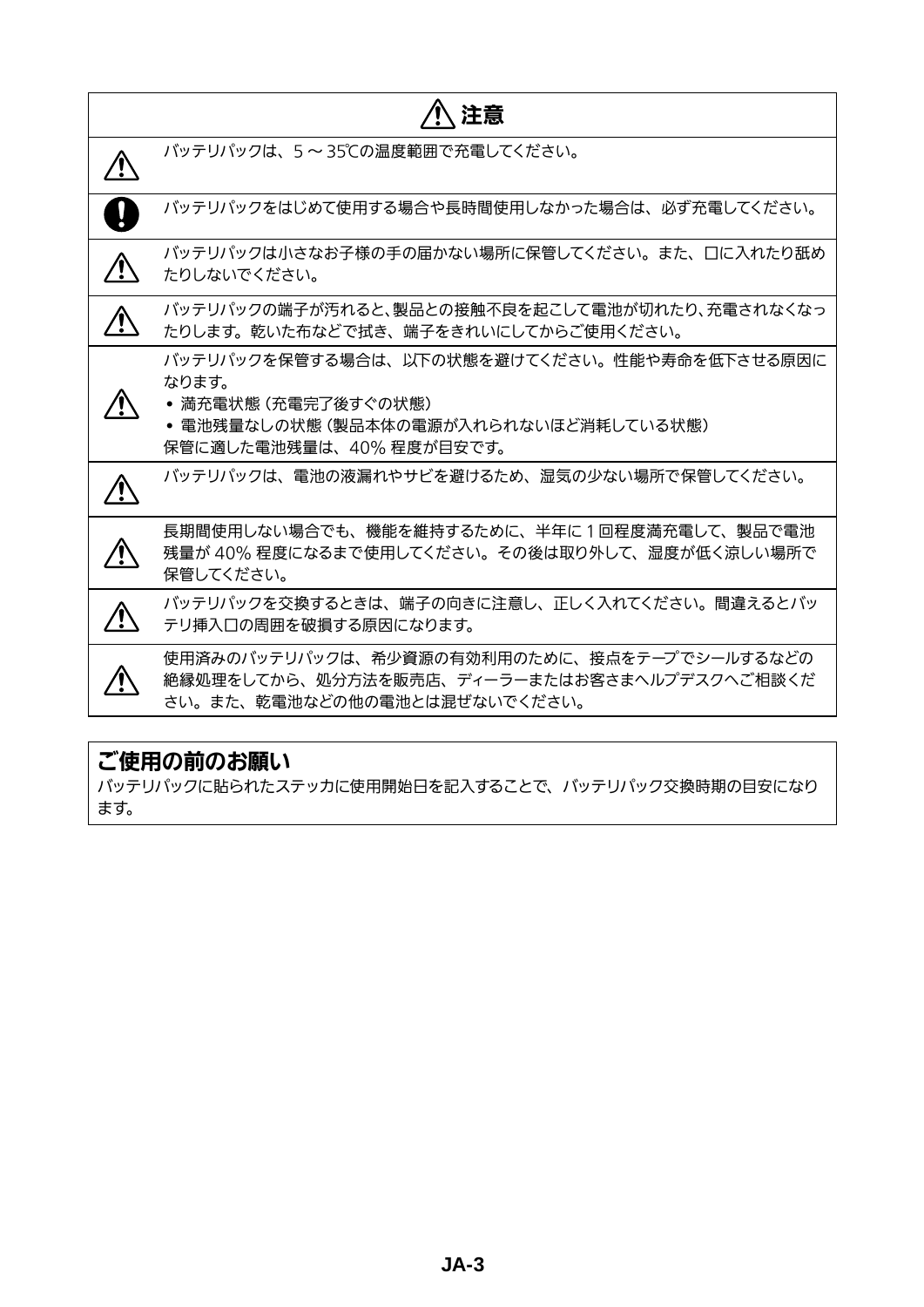## ⚠ 注意

| | |
|---|---|
| ⚠ | バッテリパックは、5 ～ 35℃の温度範囲で充電してください。 |
| ❗ | バッテリパックをはじめて使用する場合や長時間使用しなかった場合は、必ず充電してください。 |
| ⚠ | バッテリパックは小さなお子様の手の届かない場所に保管してください。また、口に入れたり舐めたりしないでください。 |
| ⚠ | バッテリパックの端子が汚れると、製品との接触不良を起こして電池が切れたり、充電されなくなったりします。乾いた布などで拭き、端子をきれいにしてからご使用ください。 |
| ⚠ | バッテリパックを保管する場合は、以下の状態を避けてください。性能や寿命を低下させる原因になります。<br>• 満充電状態（充電完了後すぐの状態）<br>• 電池残量なしの状態（製品本体の電源が入れられないほど消耗している状態）<br>保管に適した電池残量は、40% 程度が目安です。 |
| ⚠ | バッテリパックは、電池の液漏れやサビを避けるため、湿気の少ない場所で保管してください。 |
| ⚠ | 長期間使用しない場合でも、機能を維持するために、半年に 1 回程度満充電して、製品で電池残量が 40% 程度になるまで使用してください。その後は取り外して、湿度が低く涼しい場所で保管してください。 |
| ⚠ | バッテリパックを交換するときは、端子の向きに注意し、正しく入れてください。間違えるとバッテリ挿入口の周囲を破損する原因になります。 |
| ⚠ | 使用済みのバッテリパックは、希少資源の有効利用のために、接点をテープでシールするなどの絶縁処理をしてから、処分方法を販売店、ディーラーまたはお客さまヘルプデスクへご相談ください。また、乾電池などの他の電池とは混ぜないでください。 |

### ご使用の前のお願い

バッテリパックに貼られたステッカに使用開始日を記入することで、バッテリパック交換時期の目安になります。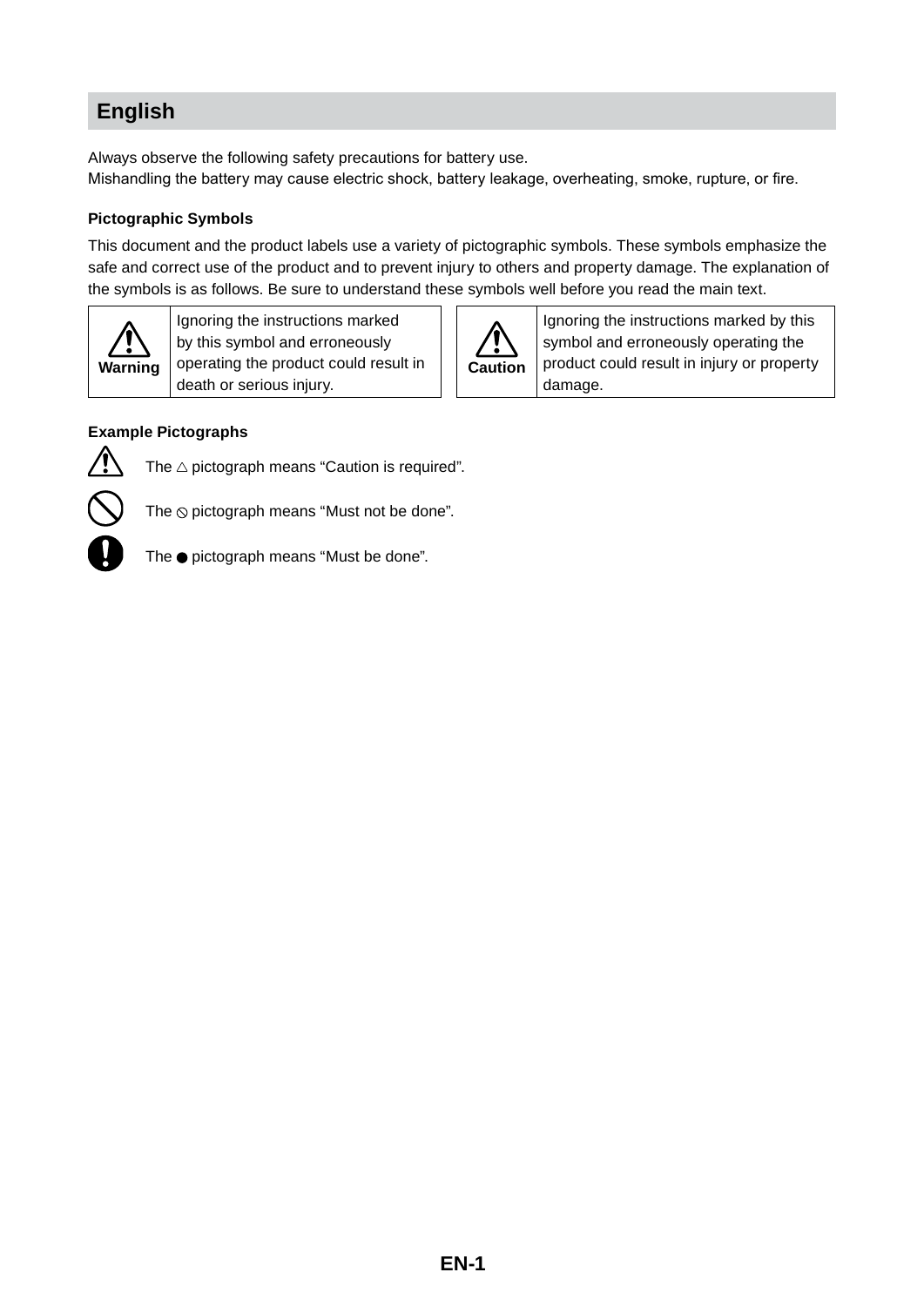# English

Always observe the following safety precautions for battery use.
Mishandling the battery may cause electric shock, battery leakage, overheating, smoke, rupture, or fire.

### Pictographic Symbols

This document and the product labels use a variety of pictographic symbols. These symbols emphasize the safe and correct use of the product and to prevent injury to others and property damage. The explanation of the symbols is as follows. Be sure to understand these symbols well before you read the main text.

| ⚠ Warning | Ignoring the instructions marked by this symbol and erroneously operating the product could result in death or serious injury. | ⚠ Caution | Ignoring the instructions marked by this symbol and erroneously operating the product could result in injury or property damage. |
|---|---|---|---|

### Example Pictographs

The △ pictograph means “Caution is required”.

The ⃠ pictograph means “Must not be done”.

The ● pictograph means “Must be done”.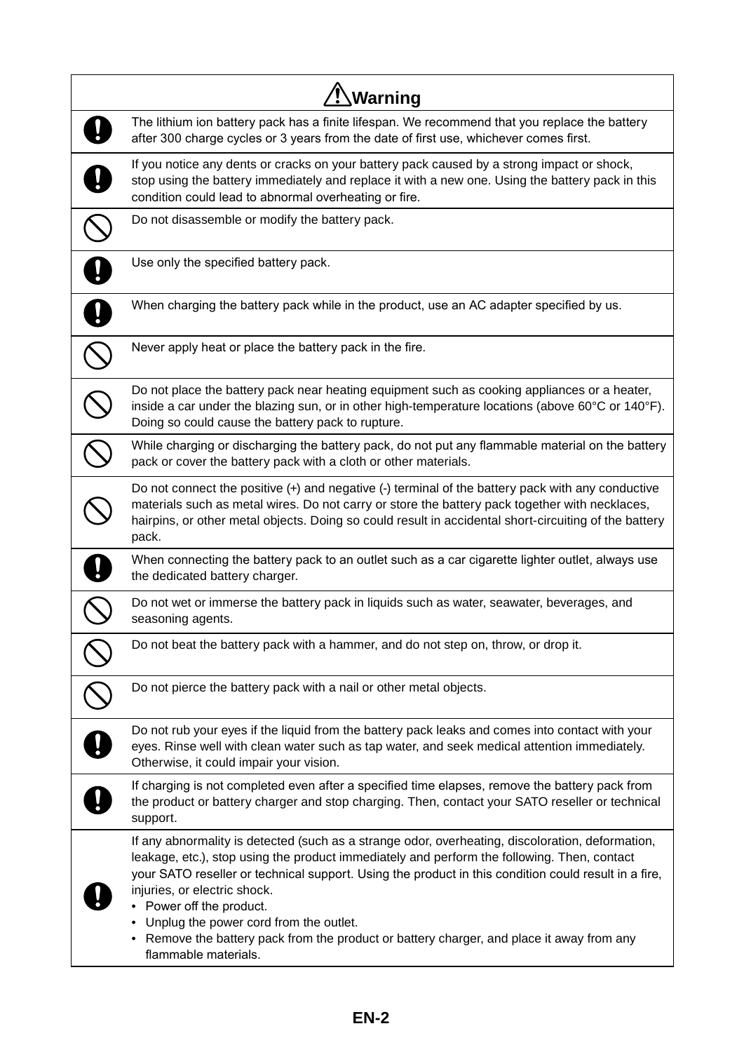| ⚠Warning | |
|---|---|
| ❗ | The lithium ion battery pack has a finite lifespan. We recommend that you replace the battery after 300 charge cycles or 3 years from the date of first use, whichever comes first. |
| ❗ | If you notice any dents or cracks on your battery pack caused by a strong impact or shock, stop using the battery immediately and replace it with a new one. Using the battery pack in this condition could lead to abnormal overheating or fire. |
| ⃠ | Do not disassemble or modify the battery pack. |
| ❗ | Use only the specified battery pack. |
| ❗ | When charging the battery pack while in the product, use an AC adapter specified by us. |
| ⃠ | Never apply heat or place the battery pack in the fire. |
| ⃠ | Do not place the battery pack near heating equipment such as cooking appliances or a heater, inside a car under the blazing sun, or in other high-temperature locations (above 60°C or 140°F). Doing so could cause the battery pack to rupture. |
| ⃠ | While charging or discharging the battery pack, do not put any flammable material on the battery pack or cover the battery pack with a cloth or other materials. |
| ⃠ | Do not connect the positive (+) and negative (-) terminal of the battery pack with any conductive materials such as metal wires. Do not carry or store the battery pack together with necklaces, hairpins, or other metal objects. Doing so could result in accidental short-circuiting of the battery pack. |
| ❗ | When connecting the battery pack to an outlet such as a car cigarette lighter outlet, always use the dedicated battery charger. |
| ⃠ | Do not wet or immerse the battery pack in liquids such as water, seawater, beverages, and seasoning agents. |
| ⃠ | Do not beat the battery pack with a hammer, and do not step on, throw, or drop it. |
| ⃠ | Do not pierce the battery pack with a nail or other metal objects. |
| ❗ | Do not rub your eyes if the liquid from the battery pack leaks and comes into contact with your eyes. Rinse well with clean water such as tap water, and seek medical attention immediately. Otherwise, it could impair your vision. |
| ❗ | If charging is not completed even after a specified time elapses, remove the battery pack from the product or battery charger and stop charging. Then, contact your SATO reseller or technical support. |
| ❗ | If any abnormality is detected (such as a strange odor, overheating, discoloration, deformation, leakage, etc.), stop using the product immediately and perform the following. Then, contact your SATO reseller or technical support. Using the product in this condition could result in a fire, injuries, or electric shock.<br>• Power off the product.<br>• Unplug the power cord from the outlet.<br>• Remove the battery pack from the product or battery charger, and place it away from any flammable materials. |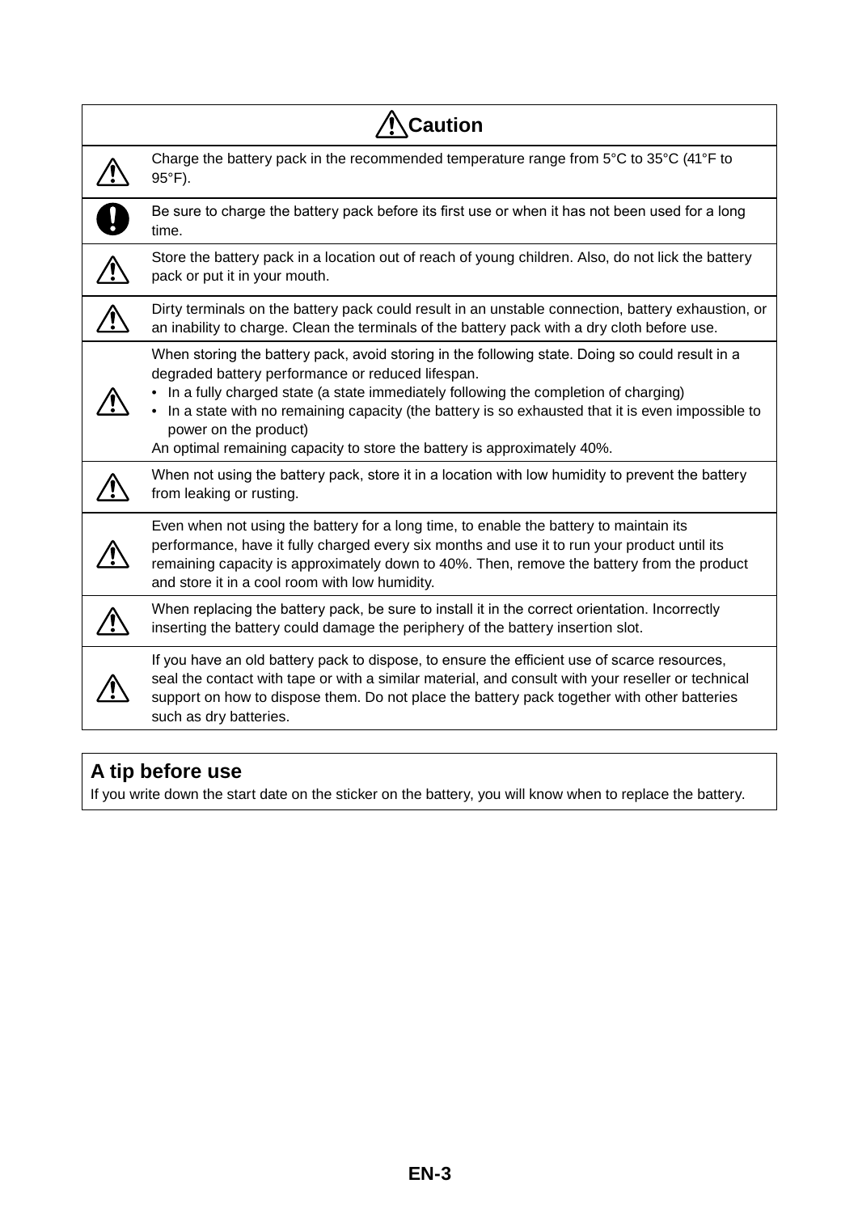## ⚠ Caution

| | |
|---|---|
| ⚠ | Charge the battery pack in the recommended temperature range from 5°C to 35°C (41°F to 95°F). |
| ❗ | Be sure to charge the battery pack before its first use or when it has not been used for a long time. |
| ⚠ | Store the battery pack in a location out of reach of young children. Also, do not lick the battery pack or put it in your mouth. |
| ⚠ | Dirty terminals on the battery pack could result in an unstable connection, battery exhaustion, or an inability to charge. Clean the terminals of the battery pack with a dry cloth before use. |
| ⚠ | When storing the battery pack, avoid storing in the following state. Doing so could result in a degraded battery performance or reduced lifespan.<br>• In a fully charged state (a state immediately following the completion of charging)<br>• In a state with no remaining capacity (the battery is so exhausted that it is even impossible to power on the product)<br>An optimal remaining capacity to store the battery is approximately 40%. |
| ⚠ | When not using the battery pack, store it in a location with low humidity to prevent the battery from leaking or rusting. |
| ⚠ | Even when not using the battery for a long time, to enable the battery to maintain its performance, have it fully charged every six months and use it to run your product until its remaining capacity is approximately down to 40%. Then, remove the battery from the product and store it in a cool room with low humidity. |
| ⚠ | When replacing the battery pack, be sure to install it in the correct orientation. Incorrectly inserting the battery could damage the periphery of the battery insertion slot. |
| ⚠ | If you have an old battery pack to dispose, to ensure the efficient use of scarce resources, seal the contact with tape or with a similar material, and consult with your reseller or technical support on how to dispose them. Do not place the battery pack together with other batteries such as dry batteries. |

### A tip before use

If you write down the start date on the sticker on the battery, you will know when to replace the battery.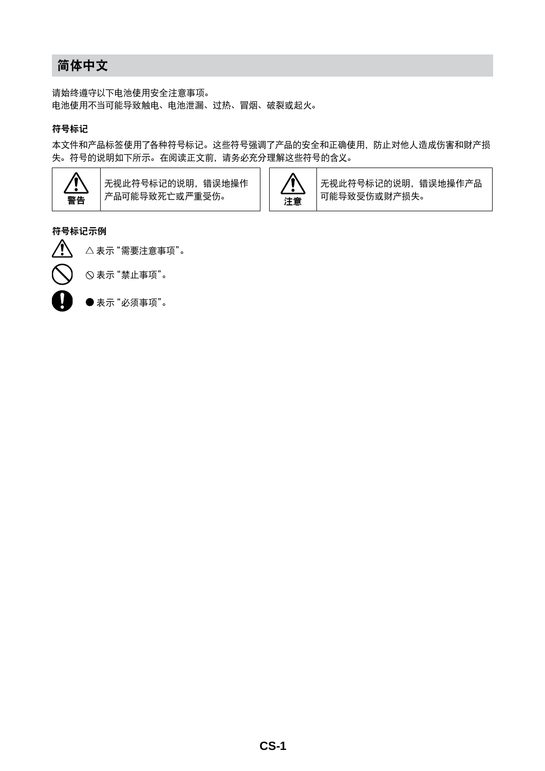# 简体中文

请始终遵守以下电池使用安全注意事项。
电池使用不当可能导致触电、电池泄漏、过热、冒烟、破裂或起火。

### 符号标记

本文件和产品标签使用了各种符号标记。这些符号强调了产品的安全和正确使用，防止对他人造成伤害和财产损失。符号的说明如下所示。在阅读正文前，请务必充分理解这些符号的含义。

| 警告 | 无视此符号标记的说明，错误地操作产品可能导致死亡或严重受伤。 |
| --- | --- |

| 注意 | 无视此符号标记的说明，错误地操作产品可能导致受伤或财产损失。 |
| --- | --- |

### 符号标记示例

△ 表示“需要注意事项”。

⊘ 表示“禁止事项”。

● 表示“必须事项”。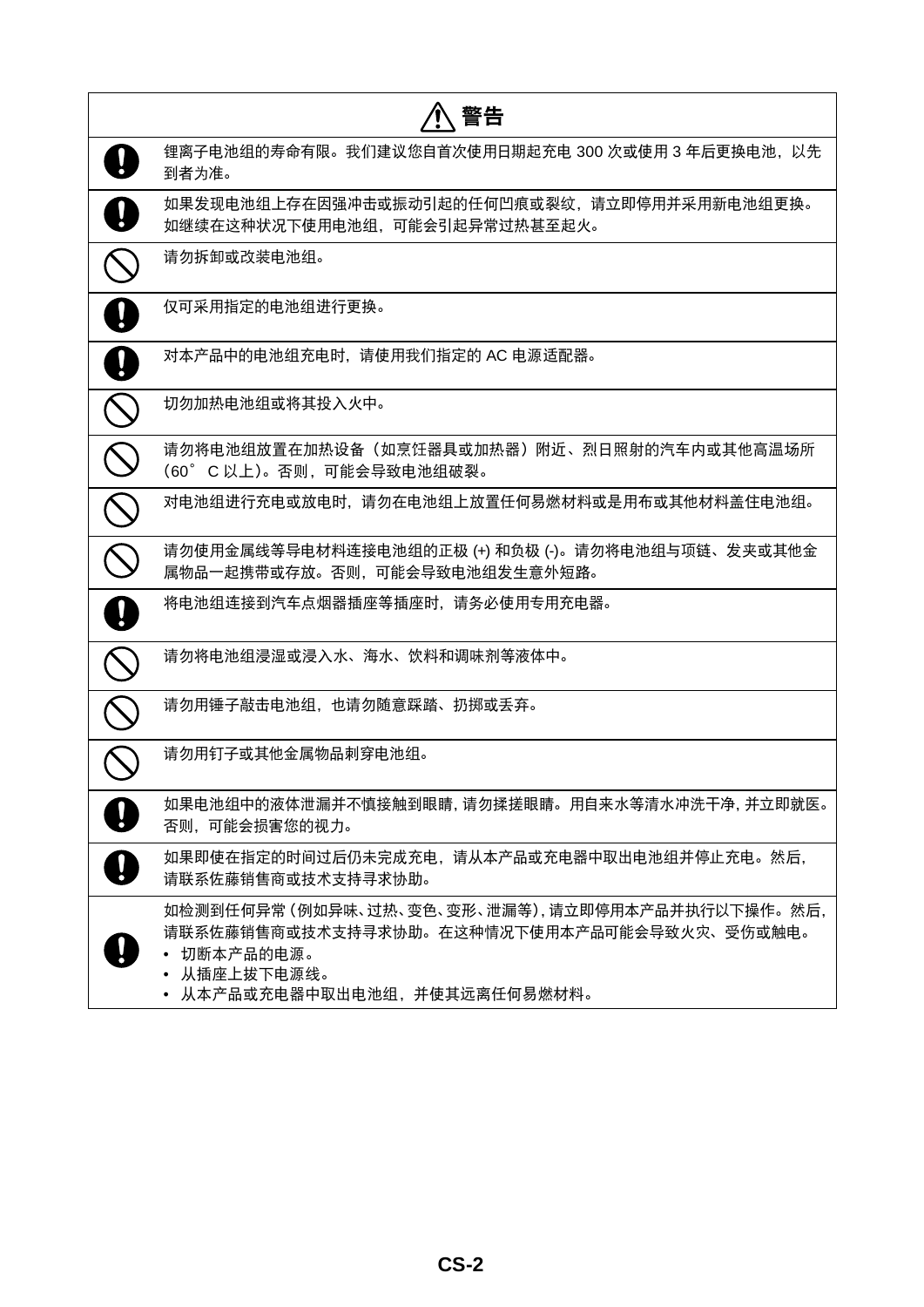| ⚠ 警告 | |
|---|---|
| ❗ | 锂离子电池组的寿命有限。我们建议您自首次使用日期起充电 300 次或使用 3 年后更换电池，以先到者为准。 |
| ❗ | 如果发现电池组上存在因强冲击或振动引起的任何凹痕或裂纹，请立即停用并采用新电池组更换。如继续在这种状况下使用电池组，可能会引起异常过热甚至起火。 |
| 🚫 | 请勿拆卸或改装电池组。 |
| ❗ | 仅可采用指定的电池组进行更换。 |
| ❗ | 对本产品中的电池组充电时，请使用我们指定的 AC 电源适配器。 |
| 🚫 | 切勿加热电池组或将其投入火中。 |
| 🚫 | 请勿将电池组放置在加热设备（如烹饪器具或加热器）附近、烈日照射的汽车内或其他高温场所（60° C 以上）。否则，可能会导致电池组破裂。 |
| 🚫 | 对电池组进行充电或放电时，请勿在电池组上放置任何易燃材料或是用布或其他材料盖住电池组。 |
| 🚫 | 请勿使用金属线等导电材料连接电池组的正极 (+) 和负极 (-)。请勿将电池组与项链、发夹或其他金属物品一起携带或存放。否则，可能会导致电池组发生意外短路。 |
| ❗ | 将电池组连接到汽车点烟器插座等插座时，请务必使用专用充电器。 |
| 🚫 | 请勿将电池组浸湿或浸入水、海水、饮料和调味剂等液体中。 |
| 🚫 | 请勿用锤子敲击电池组，也请勿随意踩踏、扔掷或丢弃。 |
| 🚫 | 请勿用钉子或其他金属物品刺穿电池组。 |
| ❗ | 如果电池组中的液体泄漏并不慎接触到眼睛，请勿揉搓眼睛。用自来水等清水冲洗干净，并立即就医。否则，可能会损害您的视力。 |
| ❗ | 如果即使在指定的时间过后仍未完成充电，请从本产品或充电器中取出电池组并停止充电。然后，请联系佐藤销售商或技术支持寻求协助。 |
| ❗ | 如检测到任何异常（例如异味、过热、变色、变形、泄漏等），请立即停用本产品并执行以下操作。然后，请联系佐藤销售商或技术支持寻求协助。在这种情况下使用本产品可能会导致火灾、受伤或触电。<br>• 切断本产品的电源。<br>• 从插座上拔下电源线。<br>• 从本产品或充电器中取出电池组，并使其远离任何易燃材料。 |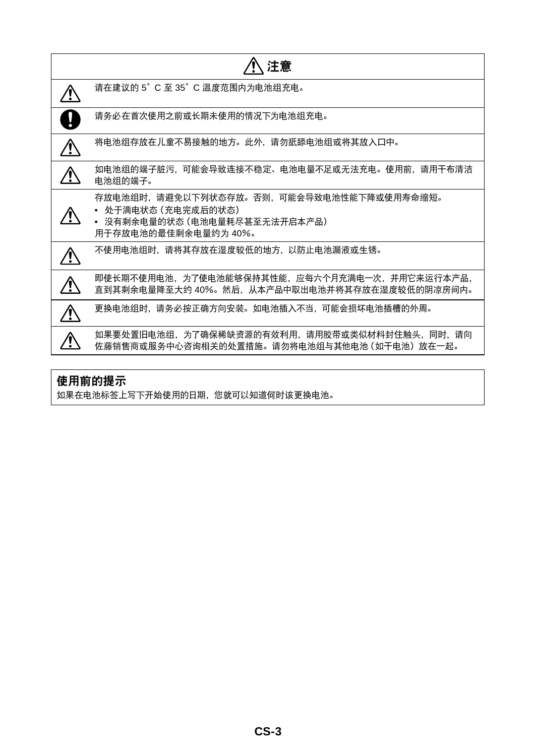## ⚠ 注意

| | |
|---|---|
| ⚠ | 请在建议的 5° C 至 35° C 温度范围内为电池组充电。 |
| ❗ | 请务必在首次使用之前或长期未使用的情况下为电池组充电。 |
| ⚠ | 将电池组存放在儿童不易接触的地方。此外，请勿舐舔电池组或将其放入口中。 |
| ⚠ | 如电池组的端子脏污，可能会导致连接不稳定、电池电量不足或无法充电。使用前，请用干布清洁电池组的端子。 |
| ⚠ | 存放电池组时，请避免以下列状态存放。否则，可能会导致电池性能下降或使用寿命缩短。<br>• 处于满电状态（充电完成后的状态）<br>• 没有剩余电量的状态（电池电量耗尽甚至无法开启本产品）<br>用于存放电池的最佳剩余电量约为 40%。 |
| ⚠ | 不使用电池组时，请将其存放在湿度较低的地方，以防止电池漏液或生锈。 |
| ⚠ | 即使长期不使用电池，为了使电池能够保持其性能，应每六个月充满电一次，并用它来运行本产品，直到其剩余电量降至大约 40%。然后，从本产品中取出电池并将其存放在湿度较低的阴凉房间内。 |
| ⚠ | 更换电池组时，请务必按正确方向安装。如电池插入不当，可能会损坏电池插槽的外周。 |
| ⚠ | 如果要处置旧电池组，为了确保稀缺资源的有效利用，请用胶带或类似材料封住触头，同时，请向佐藤销售商或服务中心咨询相关的处置措施。请勿将电池组与其他电池（如干电池）放在一起。 |

**使用前的提示**

如果在电池标签上写下开始使用的日期，您就可以知道何时该更换电池。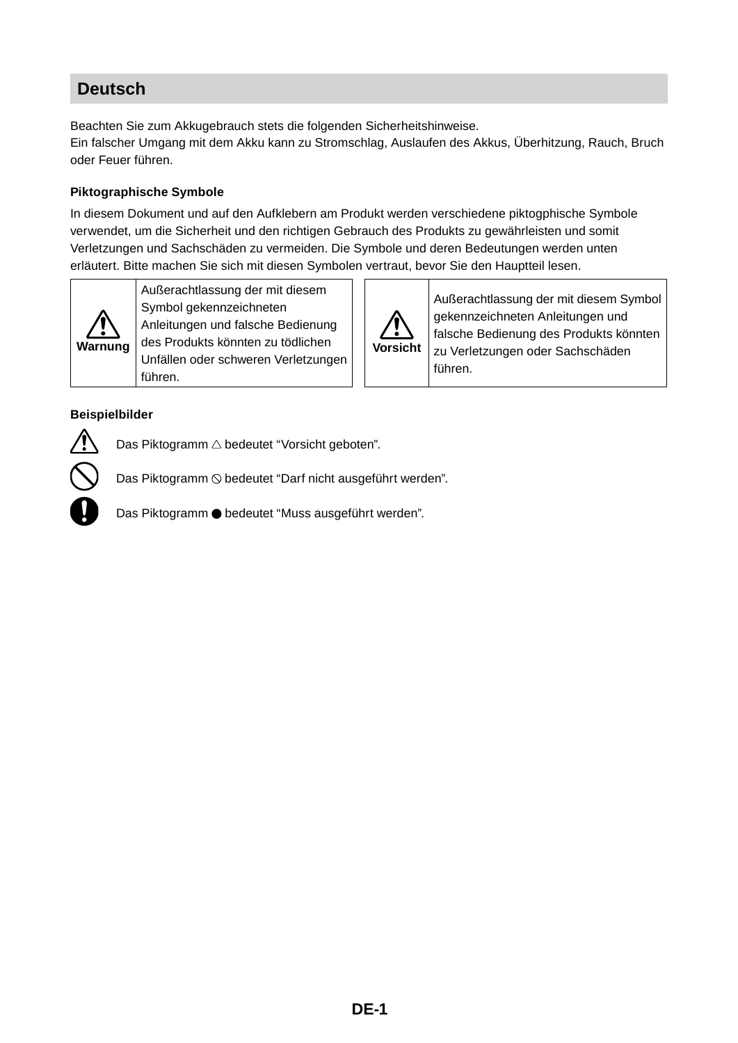## Deutsch

Beachten Sie zum Akkugebrauch stets die folgenden Sicherheitshinweise.
Ein falscher Umgang mit dem Akku kann zu Stromschlag, Auslaufen des Akkus, Überhitzung, Rauch, Bruch oder Feuer führen.

**Piktographische Symbole**

In diesem Dokument und auf den Aufklebern am Produkt werden verschiedene piktogphische Symbole verwendet, um die Sicherheit und den richtigen Gebrauch des Produkts zu gewährleisten und somit Verletzungen und Sachschäden zu vermeiden. Die Symbole und deren Bedeutungen werden unten erläutert. Bitte machen Sie sich mit diesen Symbolen vertraut, bevor Sie den Hauptteil lesen.

| ⚠ Warnung | Außerachtlassung der mit diesem Symbol gekennzeichneten Anleitungen und falsche Bedienung des Produkts könnten zu tödlichen Unfällen oder schweren Verletzungen führen. |
|---|---|

| ⚠ Vorsicht | Außerachtlassung der mit diesem Symbol gekennzeichneten Anleitungen und falsche Bedienung des Produkts könnten zu Verletzungen oder Sachschäden führen. |
|---|---|

**Beispielbilder**

⚠ Das Piktogramm △ bedeutet “Vorsicht geboten”.

⃠ Das Piktogramm ⃠ bedeutet “Darf nicht ausgeführt werden”.

❗ Das Piktogramm ● bedeutet “Muss ausgeführt werden”.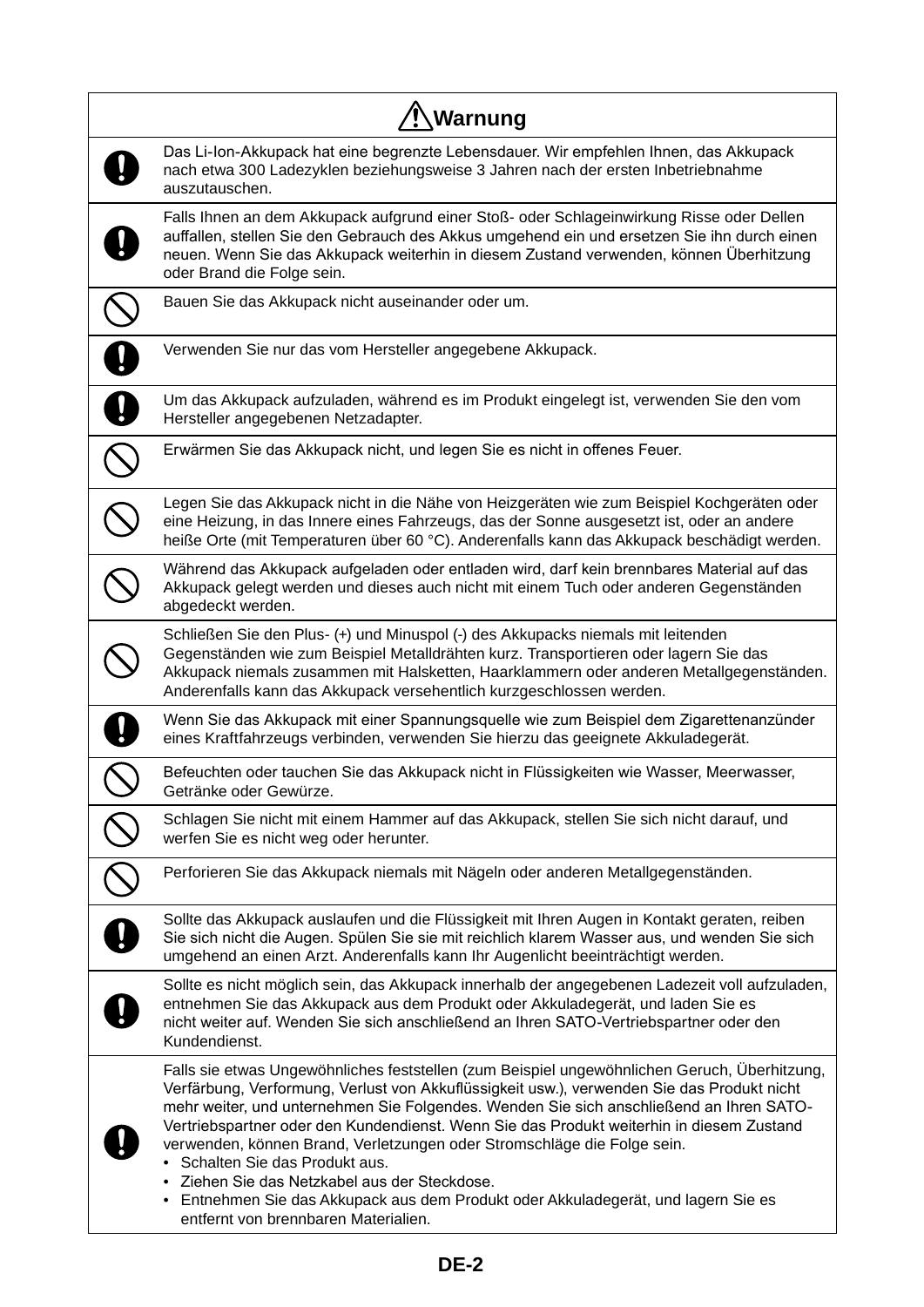| ⚠ Warnung | |
|---|---|
| ! | Das Li-Ion-Akkupack hat eine begrenzte Lebensdauer. Wir empfehlen Ihnen, das Akkupack nach etwa 300 Ladezyklen beziehungsweise 3 Jahren nach der ersten Inbetriebnahme auszutauschen. |
| ! | Falls Ihnen an dem Akkupack aufgrund einer Stoß- oder Schlageinwirkung Risse oder Dellen auffallen, stellen Sie den Gebrauch des Akkus umgehend ein und ersetzen Sie ihn durch einen neuen. Wenn Sie das Akkupack weiterhin in diesem Zustand verwenden, können Überhitzung oder Brand die Folge sein. |
| ⃠ | Bauen Sie das Akkupack nicht auseinander oder um. |
| ! | Verwenden Sie nur das vom Hersteller angegebene Akkupack. |
| ! | Um das Akkupack aufzuladen, während es im Produkt eingelegt ist, verwenden Sie den vom Hersteller angegebenen Netzadapter. |
| ⃠ | Erwärmen Sie das Akkupack nicht, und legen Sie es nicht in offenes Feuer. |
| ⃠ | Legen Sie das Akkupack nicht in die Nähe von Heizgeräten wie zum Beispiel Kochgeräten oder eine Heizung, in das Innere eines Fahrzeugs, das der Sonne ausgesetzt ist, oder an andere heiße Orte (mit Temperaturen über 60 °C). Anderenfalls kann das Akkupack beschädigt werden. |
| ⃠ | Während das Akkupack aufgeladen oder entladen wird, darf kein brennbares Material auf das Akkupack gelegt werden und dieses auch nicht mit einem Tuch oder anderen Gegenständen abgedeckt werden. |
| ⃠ | Schließen Sie den Plus- (+) und Minuspol (-) des Akkupacks niemals mit leitenden Gegenständen wie zum Beispiel Metalldrähten kurz. Transportieren oder lagern Sie das Akkupack niemals zusammen mit Halsketten, Haarklammern oder anderen Metallgegenständen. Anderenfalls kann das Akkupack versehentlich kurzgeschlossen werden. |
| ! | Wenn Sie das Akkupack mit einer Spannungsquelle wie zum Beispiel dem Zigarettenanzünder eines Kraftfahrzeugs verbinden, verwenden Sie hierzu das geeignete Akkuladegerät. |
| ⃠ | Befeuchten oder tauchen Sie das Akkupack nicht in Flüssigkeiten wie Wasser, Meerwasser, Getränke oder Gewürze. |
| ⃠ | Schlagen Sie nicht mit einem Hammer auf das Akkupack, stellen Sie sich nicht darauf, und werfen Sie es nicht weg oder herunter. |
| ⃠ | Perforieren Sie das Akkupack niemals mit Nägeln oder anderen Metallgegenständen. |
| ! | Sollte das Akkupack auslaufen und die Flüssigkeit mit Ihren Augen in Kontakt geraten, reiben Sie sich nicht die Augen. Spülen Sie sie mit reichlich klarem Wasser aus, und wenden Sie sich umgehend an einen Arzt. Anderenfalls kann Ihr Augenlicht beeinträchtigt werden. |
| ! | Sollte es nicht möglich sein, das Akkupack innerhalb der angegebenen Ladezeit voll aufzuladen, entnehmen Sie das Akkupack aus dem Produkt oder Akkuladegerät, und laden Sie es nicht weiter auf. Wenden Sie sich anschließend an Ihren SATO-Vertriebspartner oder den Kundendienst. |
| ! | Falls sie etwas Ungewöhnliches feststellen (zum Beispiel ungewöhnlichen Geruch, Überhitzung, Verfärbung, Verformung, Verlust von Akkuflüssigkeit usw.), verwenden Sie das Produkt nicht mehr weiter, und unternehmen Sie Folgendes. Wenden Sie sich anschließend an Ihren SATO-Vertriebspartner oder den Kundendienst. Wenn Sie das Produkt weiterhin in diesem Zustand verwenden, können Brand, Verletzungen oder Stromschläge die Folge sein.<br>• Schalten Sie das Produkt aus.<br>• Ziehen Sie das Netzkabel aus der Steckdose.<br>• Entnehmen Sie das Akkupack aus dem Produkt oder Akkuladegerät, und lagern Sie es entfernt von brennbaren Materialien. |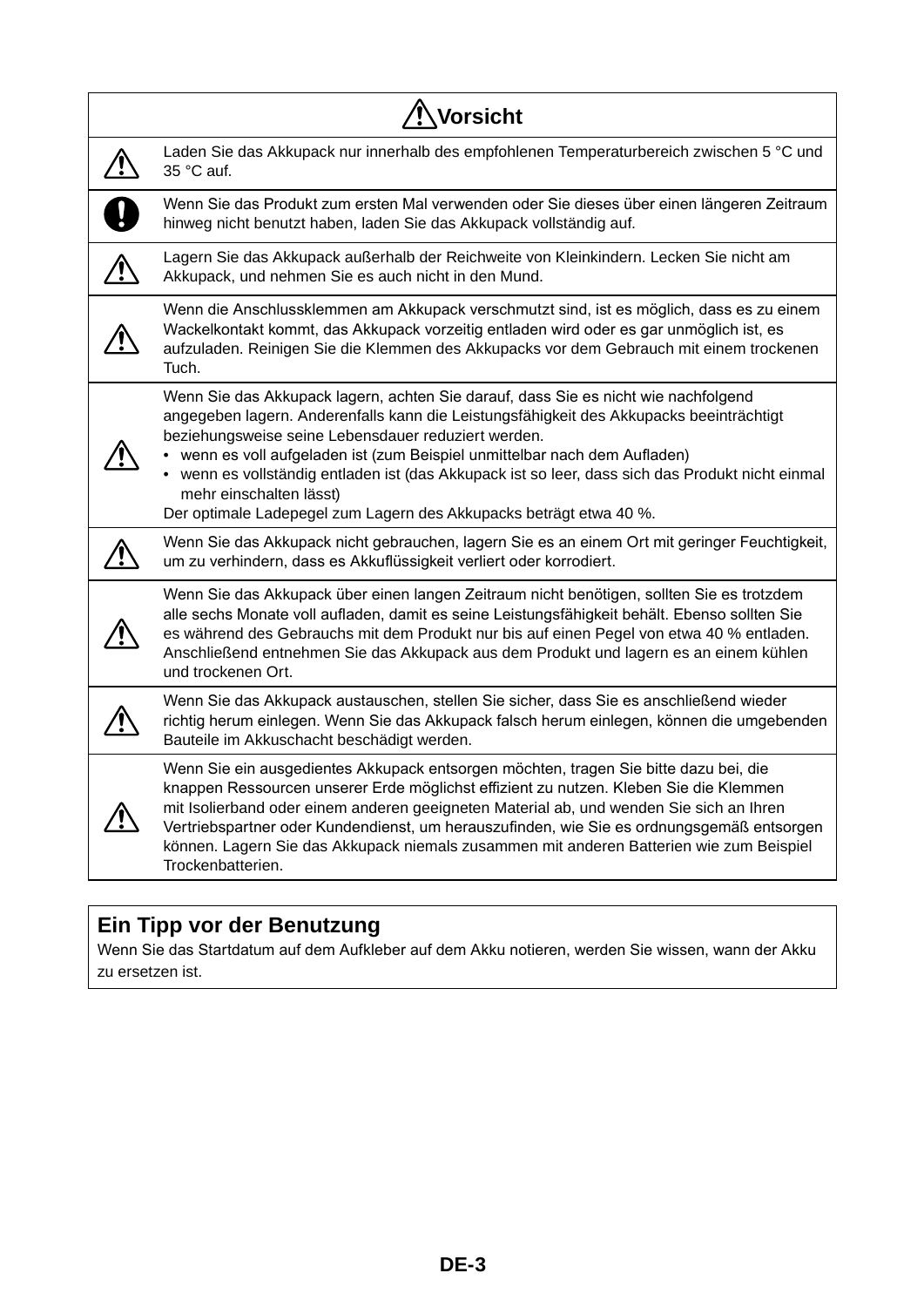| ⚠ Vorsicht | |
|---|---|
| ⚠ | Laden Sie das Akkupack nur innerhalb des empfohlenen Temperaturbereich zwischen 5 °C und 35 °C auf. |
| ❗ | Wenn Sie das Produkt zum ersten Mal verwenden oder Sie dieses über einen längeren Zeitraum hinweg nicht benutzt haben, laden Sie das Akkupack vollständig auf. |
| ⚠ | Lagern Sie das Akkupack außerhalb der Reichweite von Kleinkindern. Lecken Sie nicht am Akkupack, und nehmen Sie es auch nicht in den Mund. |
| ⚠ | Wenn die Anschlussklemmen am Akkupack verschmutzt sind, ist es möglich, dass es zu einem Wackelkontakt kommt, das Akkupack vorzeitig entladen wird oder es gar unmöglich ist, es aufzuladen. Reinigen Sie die Klemmen des Akkupacks vor dem Gebrauch mit einem trockenen Tuch. |
| ⚠ | Wenn Sie das Akkupack lagern, achten Sie darauf, dass Sie es nicht wie nachfolgend angegeben lagern. Anderenfalls kann die Leistungsfähigkeit des Akkupacks beeinträchtigt beziehungsweise seine Lebensdauer reduziert werden.<br>• wenn es voll aufgeladen ist (zum Beispiel unmittelbar nach dem Aufladen)<br>• wenn es vollständig entladen ist (das Akkupack ist so leer, dass sich das Produkt nicht einmal mehr einschalten lässt)<br>Der optimale Ladepegel zum Lagern des Akkupacks beträgt etwa 40 %. |
| ⚠ | Wenn Sie das Akkupack nicht gebrauchen, lagern Sie es an einem Ort mit geringer Feuchtigkeit, um zu verhindern, dass es Akkuflüssigkeit verliert oder korrodiert. |
| ⚠ | Wenn Sie das Akkupack über einen langen Zeitraum nicht benötigen, sollten Sie es trotzdem alle sechs Monate voll aufladen, damit es seine Leistungsfähigkeit behält. Ebenso sollten Sie es während des Gebrauchs mit dem Produkt nur bis auf einen Pegel von etwa 40 % entladen. Anschließend entnehmen Sie das Akkupack aus dem Produkt und lagern es an einem kühlen und trockenen Ort. |
| ⚠ | Wenn Sie das Akkupack austauschen, stellen Sie sicher, dass Sie es anschließend wieder richtig herum einlegen. Wenn Sie das Akkupack falsch herum einlegen, können die umgebenden Bauteile im Akkuschacht beschädigt werden. |
| ⚠ | Wenn Sie ein ausgedientes Akkupack entsorgen möchten, tragen Sie bitte dazu bei, die knappen Ressourcen unserer Erde möglichst effizient zu nutzen. Kleben Sie die Klemmen mit Isolierband oder einem anderen geeigneten Material ab, und wenden Sie sich an Ihren Vertriebspartner oder Kundendienst, um herauszufinden, wie Sie es ordnungsgemäß entsorgen können. Lagern Sie das Akkupack niemals zusammen mit anderen Batterien wie zum Beispiel Trockenbatterien. |

## Ein Tipp vor der Benutzung

Wenn Sie das Startdatum auf dem Aufkleber auf dem Akku notieren, werden Sie wissen, wann der Akku zu ersetzen ist.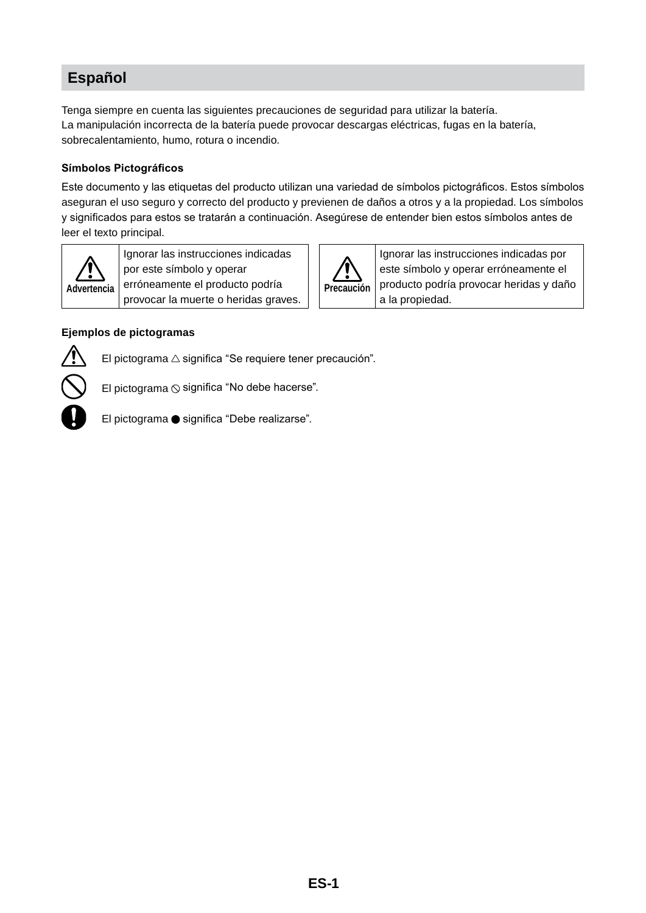## Español

Tenga siempre en cuenta las siguientes precauciones de seguridad para utilizar la batería.
La manipulación incorrecta de la batería puede provocar descargas eléctricas, fugas en la batería, sobrecalentamiento, humo, rotura o incendio.

### Símbolos Pictográficos

Este documento y las etiquetas del producto utilizan una variedad de símbolos pictográficos. Estos símbolos aseguran el uso seguro y correcto del producto y previenen de daños a otros y a la propiedad. Los símbolos y significados para estos se tratarán a continuación. Asegúrese de entender bien estos símbolos antes de leer el texto principal.

| ⚠ Advertencia | Ignorar las instrucciones indicadas por este símbolo y operar erróneamente el producto podría provocar la muerte o heridas graves. |
| --- | --- |
| ⚠ Precaución | Ignorar las instrucciones indicadas por este símbolo y operar erróneamente el producto podría provocar heridas y daño a la propiedad. |

### Ejemplos de pictogramas

El pictograma △ significa “Se requiere tener precaución”.

El pictograma ⃠ significa “No debe hacerse”.

El pictograma ● significa “Debe realizarse”.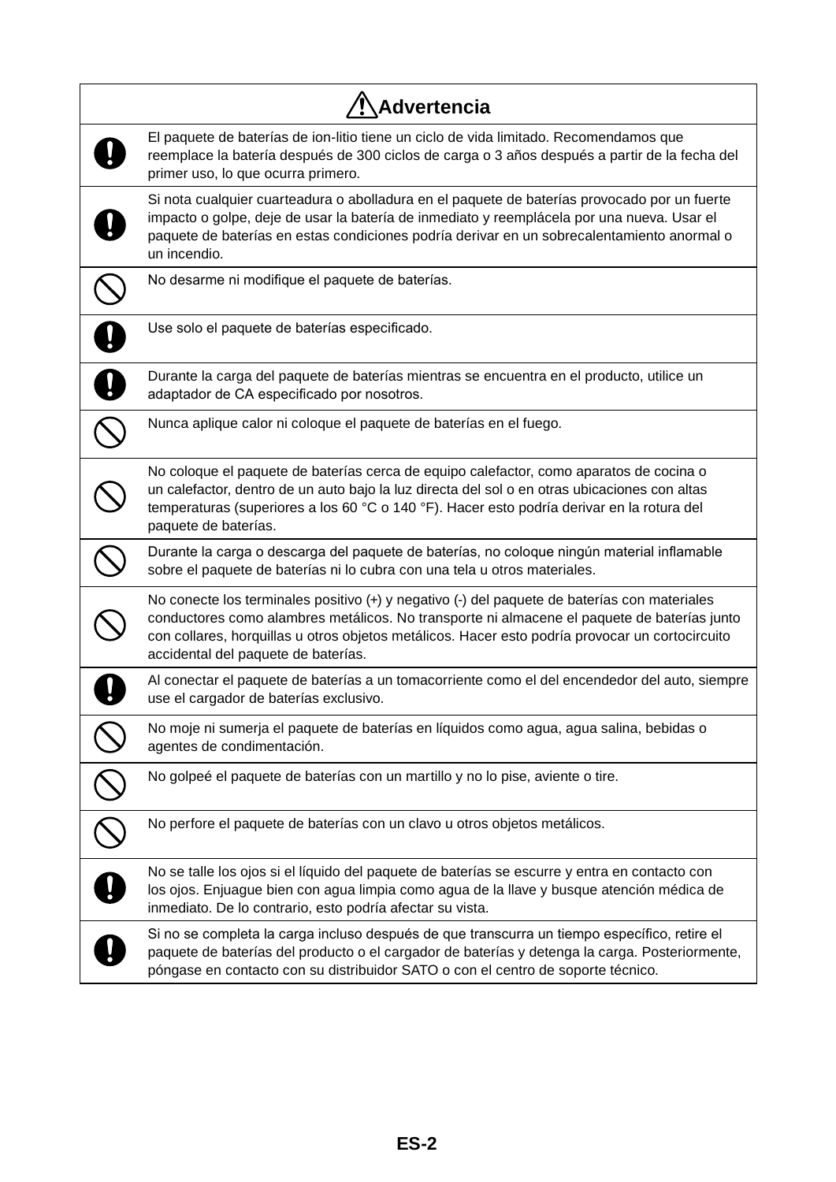| ⚠ Advertencia | |
|---|---|
| ❗ | El paquete de baterías de ion-litio tiene un ciclo de vida limitado. Recomendamos que reemplace la batería después de 300 ciclos de carga o 3 años después a partir de la fecha del primer uso, lo que ocurra primero. |
| ❗ | Si nota cualquier cuarteadura o abolladura en el paquete de baterías provocado por un fuerte impacto o golpe, deje de usar la batería de inmediato y reemplácela por una nueva. Usar el paquete de baterías en estas condiciones podría derivar en un sobrecalentamiento anormal o un incendio. |
| 🚫 | No desarme ni modifique el paquete de baterías. |
| ❗ | Use solo el paquete de baterías especificado. |
| ❗ | Durante la carga del paquete de baterías mientras se encuentra en el producto, utilice un adaptador de CA especificado por nosotros. |
| 🚫 | Nunca aplique calor ni coloque el paquete de baterías en el fuego. |
| 🚫 | No coloque el paquete de baterías cerca de equipo calefactor, como aparatos de cocina o un calefactor, dentro de un auto bajo la luz directa del sol o en otras ubicaciones con altas temperaturas (superiores a los 60 °C o 140 °F). Hacer esto podría derivar en la rotura del paquete de baterías. |
| 🚫 | Durante la carga o descarga del paquete de baterías, no coloque ningún material inflamable sobre el paquete de baterías ni lo cubra con una tela u otros materiales. |
| 🚫 | No conecte los terminales positivo (+) y negativo (-) del paquete de baterías con materiales conductores como alambres metálicos. No transporte ni almacene el paquete de baterías junto con collares, horquillas u otros objetos metálicos. Hacer esto podría provocar un cortocircuito accidental del paquete de baterías. |
| ❗ | Al conectar el paquete de baterías a un tomacorriente como el del encendedor del auto, siempre use el cargador de baterías exclusivo. |
| 🚫 | No moje ni sumerja el paquete de baterías en líquidos como agua, agua salina, bebidas o agentes de condimentación. |
| 🚫 | No golpeé el paquete de baterías con un martillo y no lo pise, aviente o tire. |
| 🚫 | No perfore el paquete de baterías con un clavo u otros objetos metálicos. |
| ❗ | No se talle los ojos si el líquido del paquete de baterías se escurre y entra en contacto con los ojos. Enjuague bien con agua limpia como agua de la llave y busque atención médica de inmediato. De lo contrario, esto podría afectar su vista. |
| ❗ | Si no se completa la carga incluso después de que transcurra un tiempo específico, retire el paquete de baterías del producto o el cargador de baterías y detenga la carga. Posteriormente, póngase en contacto con su distribuidor SATO o con el centro de soporte técnico. |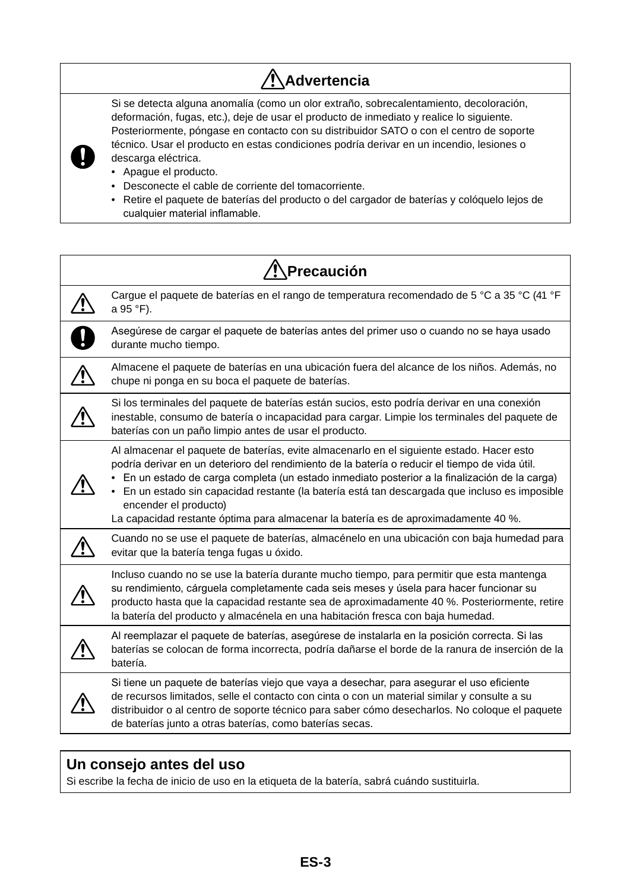| ⚠ Advertencia | |
|---|---|
| ! | Si se detecta alguna anomalía (como un olor extraño, sobrecalentamiento, decoloración, deformación, fugas, etc.), deje de usar el producto de inmediato y realice lo siguiente. Posteriormente, póngase en contacto con su distribuidor SATO o con el centro de soporte técnico. Usar el producto en estas condiciones podría derivar en un incendio, lesiones o descarga eléctrica.<br>• Apague el producto.<br>• Desconecte el cable de corriente del tomacorriente.<br>• Retire el paquete de baterías del producto o del cargador de baterías y colóquelo lejos de cualquier material inflamable. |

| ⚠ Precaución | |
|---|---|
| ⚠ | Cargue el paquete de baterías en el rango de temperatura recomendado de 5 °C a 35 °C (41 °F a 95 °F). |
| ! | Asegúrese de cargar el paquete de baterías antes del primer uso o cuando no se haya usado durante mucho tiempo. |
| ⚠ | Almacene el paquete de baterías en una ubicación fuera del alcance de los niños. Además, no chupe ni ponga en su boca el paquete de baterías. |
| ⚠ | Si los terminales del paquete de baterías están sucios, esto podría derivar en una conexión inestable, consumo de batería o incapacidad para cargar. Limpie los terminales del paquete de baterías con un paño limpio antes de usar el producto. |
| ⚠ | Al almacenar el paquete de baterías, evite almacenarlo en el siguiente estado. Hacer esto podría derivar en un deterioro del rendimiento de la batería o reducir el tiempo de vida útil.<br>• En un estado de carga completa (un estado inmediato posterior a la finalización de la carga)<br>• En un estado sin capacidad restante (la batería está tan descargada que incluso es imposible encender el producto)<br>La capacidad restante óptima para almacenar la batería es de aproximadamente 40 %. |
| ⚠ | Cuando no se use el paquete de baterías, almacénelo en una ubicación con baja humedad para evitar que la batería tenga fugas u óxido. |
| ⚠ | Incluso cuando no se use la batería durante mucho tiempo, para permitir que esta mantenga su rendimiento, cárguela completamente cada seis meses y úsela para hacer funcionar su producto hasta que la capacidad restante sea de aproximadamente 40 %. Posteriormente, retire la batería del producto y almacénela en una habitación fresca con baja humedad. |
| ⚠ | Al reemplazar el paquete de baterías, asegúrese de instalarla en la posición correcta. Si las baterías se colocan de forma incorrecta, podría dañarse el borde de la ranura de inserción de la batería. |
| ⚠ | Si tiene un paquete de baterías viejo que vaya a desechar, para asegurar el uso eficiente de recursos limitados, selle el contacto con cinta o con un material similar y consulte a su distribuidor o al centro de soporte técnico para saber cómo desecharlos. No coloque el paquete de baterías junto a otras baterías, como baterías secas. |

## Un consejo antes del uso

Si escribe la fecha de inicio de uso en la etiqueta de la batería, sabrá cuándo sustituirla.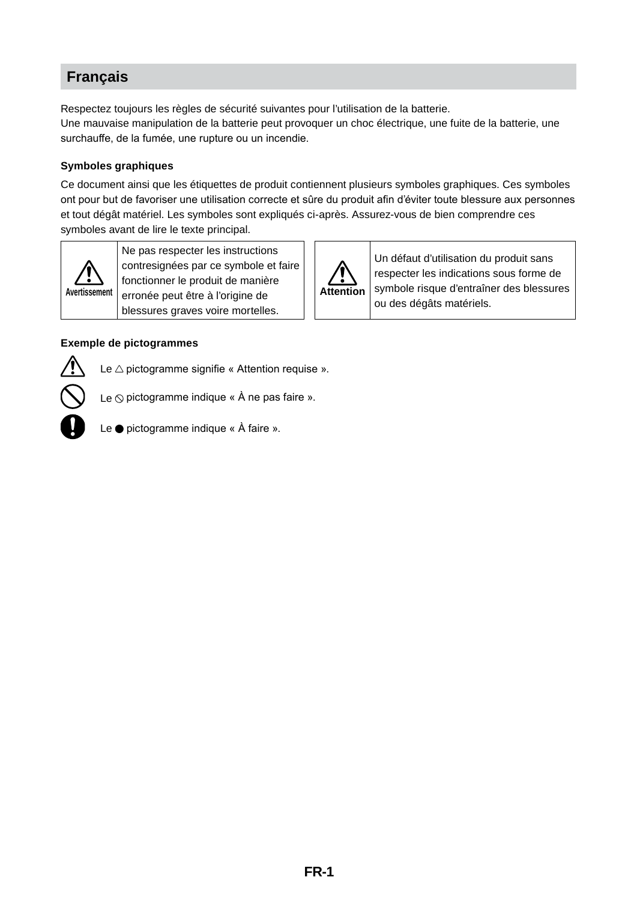## Français

Respectez toujours les règles de sécurité suivantes pour l'utilisation de la batterie.
Une mauvaise manipulation de la batterie peut provoquer un choc électrique, une fuite de la batterie, une surchauffe, de la fumée, une rupture ou un incendie.

### Symboles graphiques

Ce document ainsi que les étiquettes de produit contiennent plusieurs symboles graphiques. Ces symboles ont pour but de favoriser une utilisation correcte et sûre du produit afin d'éviter toute blessure aux personnes et tout dégât matériel. Les symboles sont expliqués ci-après. Assurez-vous de bien comprendre ces symboles avant de lire le texte principal.

| | |
|---|---|
| ⚠ Avertissement | Ne pas respecter les instructions contresignées par ce symbole et faire fonctionner le produit de manière erronée peut être à l'origine de blessures graves voire mortelles. |
| ⚠ Attention | Un défaut d'utilisation du produit sans respecter les indications sous forme de symbole risque d'entraîner des blessures ou des dégâts matériels. |

### Exemple de pictogrammes

Le △ pictogramme signifie « Attention requise ».

Le ⃠ pictogramme indique « À ne pas faire ».

Le ● pictogramme indique « À faire ».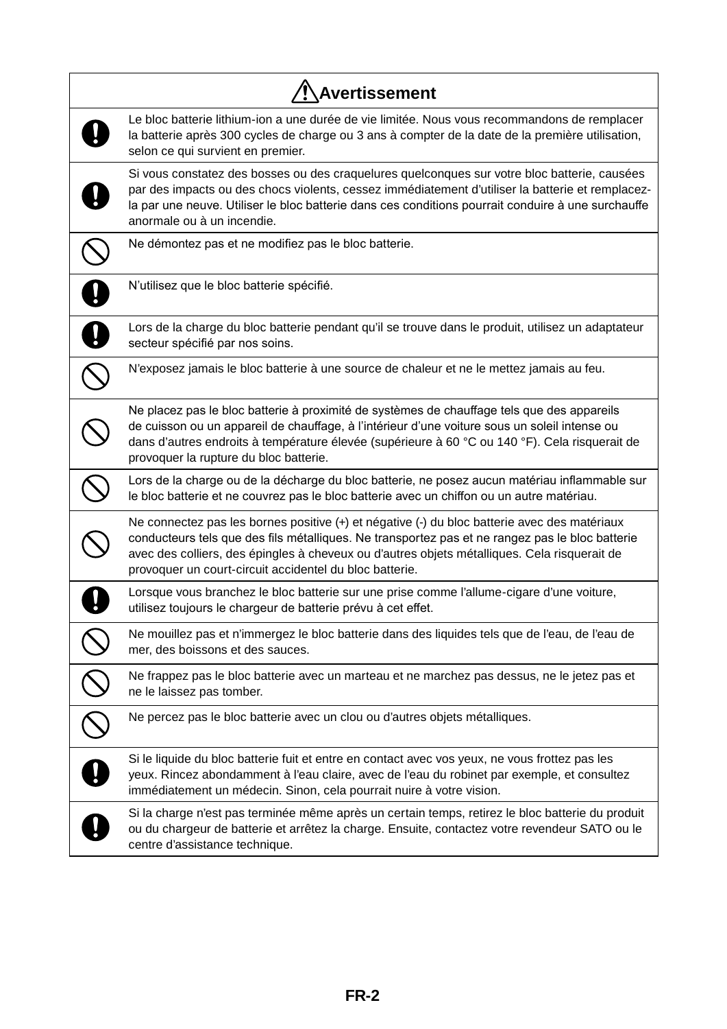| ⚠ Avertissement | |
|---|---|
| ❗ | Le bloc batterie lithium-ion a une durée de vie limitée. Nous vous recommandons de remplacer la batterie après 300 cycles de charge ou 3 ans à compter de la date de la première utilisation, selon ce qui survient en premier. |
| ❗ | Si vous constatez des bosses ou des craquelures quelconques sur votre bloc batterie, causées par des impacts ou des chocs violents, cessez immédiatement d'utiliser la batterie et remplacez-la par une neuve. Utiliser le bloc batterie dans ces conditions pourrait conduire à une surchauffe anormale ou à un incendie. |
| 🛇 | Ne démontez pas et ne modifiez pas le bloc batterie. |
| ❗ | N'utilisez que le bloc batterie spécifié. |
| ❗ | Lors de la charge du bloc batterie pendant qu'il se trouve dans le produit, utilisez un adaptateur secteur spécifié par nos soins. |
| 🛇 | N'exposez jamais le bloc batterie à une source de chaleur et ne le mettez jamais au feu. |
| 🛇 | Ne placez pas le bloc batterie à proximité de systèmes de chauffage tels que des appareils de cuisson ou un appareil de chauffage, à l'intérieur d'une voiture sous un soleil intense ou dans d'autres endroits à température élevée (supérieure à 60 °C ou 140 °F). Cela risquerait de provoquer la rupture du bloc batterie. |
| 🛇 | Lors de la charge ou de la décharge du bloc batterie, ne posez aucun matériau inflammable sur le bloc batterie et ne couvrez pas le bloc batterie avec un chiffon ou un autre matériau. |
| 🛇 | Ne connectez pas les bornes positive (+) et négative (-) du bloc batterie avec des matériaux conducteurs tels que des fils métalliques. Ne transportez pas et ne rangez pas le bloc batterie avec des colliers, des épingles à cheveux ou d'autres objets métalliques. Cela risquerait de provoquer un court-circuit accidentel du bloc batterie. |
| ❗ | Lorsque vous branchez le bloc batterie sur une prise comme l'allume-cigare d'une voiture, utilisez toujours le chargeur de batterie prévu à cet effet. |
| 🛇 | Ne mouillez pas et n'immergez le bloc batterie dans des liquides tels que de l'eau, de l'eau de mer, des boissons et des sauces. |
| 🛇 | Ne frappez pas le bloc batterie avec un marteau et ne marchez pas dessus, ne le jetez pas et ne le laissez pas tomber. |
| 🛇 | Ne percez pas le bloc batterie avec un clou ou d'autres objets métalliques. |
| ❗ | Si le liquide du bloc batterie fuit et entre en contact avec vos yeux, ne vous frottez pas les yeux. Rincez abondamment à l'eau claire, avec de l'eau du robinet par exemple, et consultez immédiatement un médecin. Sinon, cela pourrait nuire à votre vision. |
| ❗ | Si la charge n'est pas terminée même après un certain temps, retirez le bloc batterie du produit ou du chargeur de batterie et arrêtez la charge. Ensuite, contactez votre revendeur SATO ou le centre d'assistance technique. |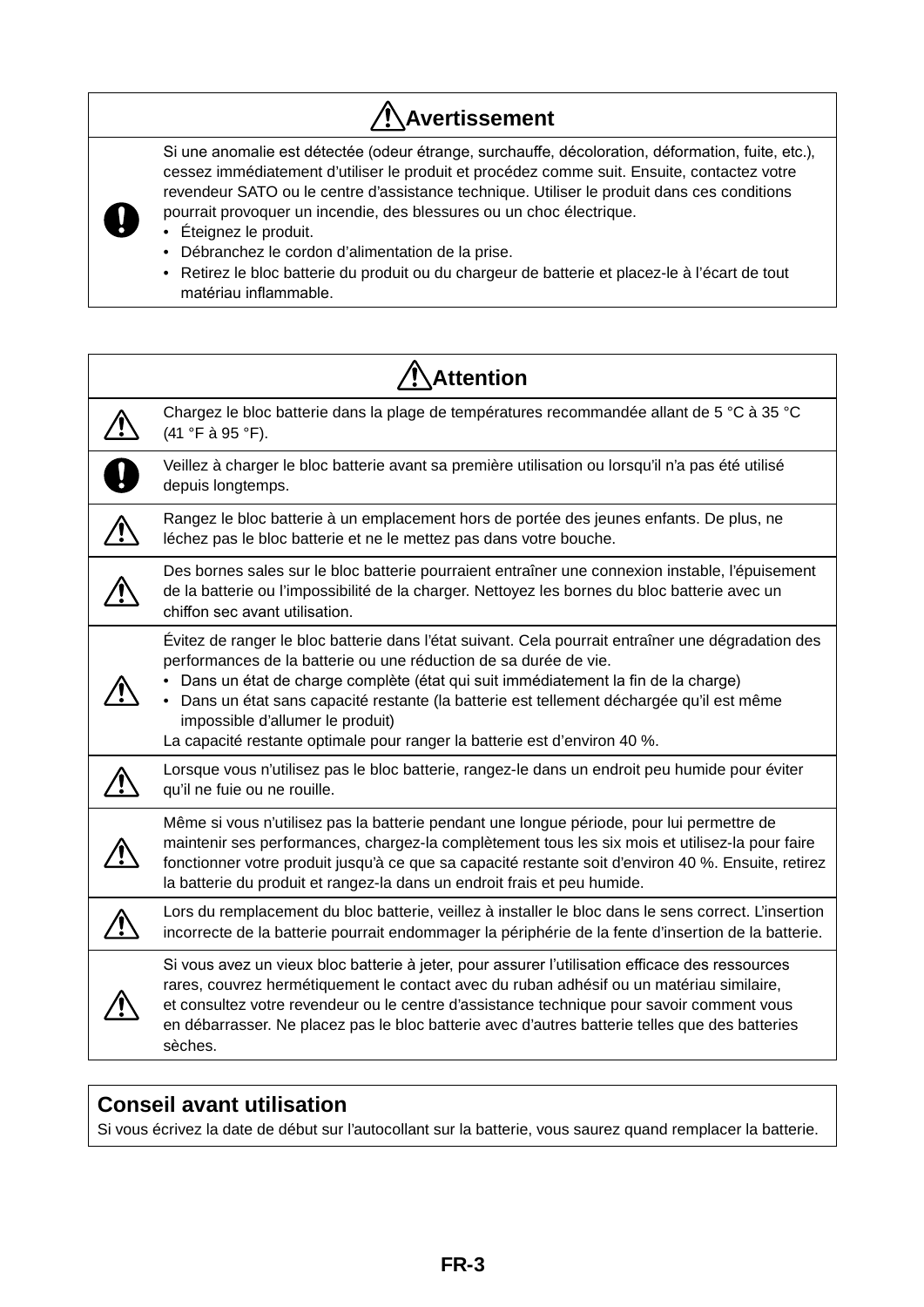## ⚠ Avertissement

| | |
|---|---|
| ❗ | Si une anomalie est détectée (odeur étrange, surchauffe, décoloration, déformation, fuite, etc.), cessez immédiatement d'utiliser le produit et procédez comme suit. Ensuite, contactez votre revendeur SATO ou le centre d'assistance technique. Utiliser le produit dans ces conditions pourrait provoquer un incendie, des blessures ou un choc électrique.<br>• Éteignez le produit.<br>• Débranchez le cordon d'alimentation de la prise.<br>• Retirez le bloc batterie du produit ou du chargeur de batterie et placez-le à l'écart de tout matériau inflammable. |

## ⚠ Attention

| | |
|---|---|
| ⚠ | Chargez le bloc batterie dans la plage de températures recommandée allant de 5 °C à 35 °C (41 °F à 95 °F). |
| ❗ | Veillez à charger le bloc batterie avant sa première utilisation ou lorsqu'il n'a pas été utilisé depuis longtemps. |
| ⚠ | Rangez le bloc batterie à un emplacement hors de portée des jeunes enfants. De plus, ne léchez pas le bloc batterie et ne le mettez pas dans votre bouche. |
| ⚠ | Des bornes sales sur le bloc batterie pourraient entraîner une connexion instable, l'épuisement de la batterie ou l'impossibilité de la charger. Nettoyez les bornes du bloc batterie avec un chiffon sec avant utilisation. |
| ⚠ | Évitez de ranger le bloc batterie dans l'état suivant. Cela pourrait entraîner une dégradation des performances de la batterie ou une réduction de sa durée de vie.<br>• Dans un état de charge complète (état qui suit immédiatement la fin de la charge)<br>• Dans un état sans capacité restante (la batterie est tellement déchargée qu'il est même impossible d'allumer le produit)<br>La capacité restante optimale pour ranger la batterie est d'environ 40 %. |
| ⚠ | Lorsque vous n'utilisez pas le bloc batterie, rangez-le dans un endroit peu humide pour éviter qu'il ne fuie ou ne rouille. |
| ⚠ | Même si vous n'utilisez pas la batterie pendant une longue période, pour lui permettre de maintenir ses performances, chargez-la complètement tous les six mois et utilisez-la pour faire fonctionner votre produit jusqu'à ce que sa capacité restante soit d'environ 40 %. Ensuite, retirez la batterie du produit et rangez-la dans un endroit frais et peu humide. |
| ⚠ | Lors du remplacement du bloc batterie, veillez à installer le bloc dans le sens correct. L'insertion incorrecte de la batterie pourrait endommager la périphérie de la fente d'insertion de la batterie. |
| ⚠ | Si vous avez un vieux bloc batterie à jeter, pour assurer l'utilisation efficace des ressources rares, couvrez hermétiquement le contact avec du ruban adhésif ou un matériau similaire, et consultez votre revendeur ou le centre d'assistance technique pour savoir comment vous en débarrasser. Ne placez pas le bloc batterie avec d'autres batterie telles que des batteries sèches. |

### Conseil avant utilisation

Si vous écrivez la date de début sur l'autocollant sur la batterie, vous saurez quand remplacer la batterie.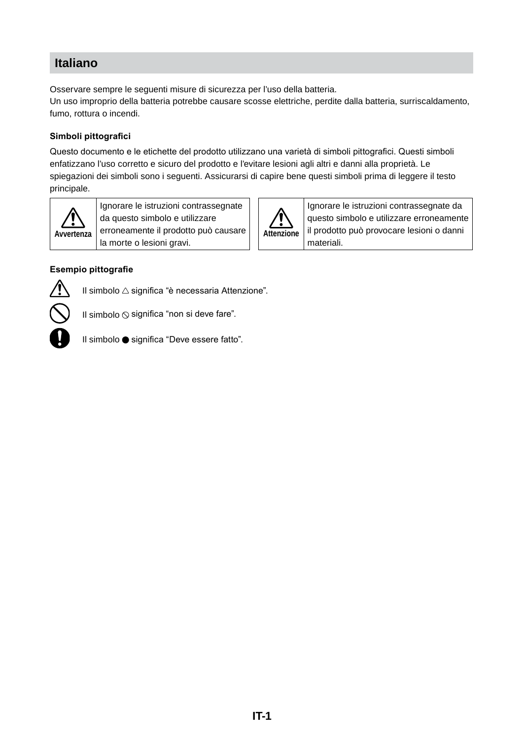# Italiano

Osservare sempre le seguenti misure di sicurezza per l'uso della batteria.
Un uso improprio della batteria potrebbe causare scosse elettriche, perdite dalla batteria, surriscaldamento, fumo, rottura o incendi.

### Simboli pittografici

Questo documento e le etichette del prodotto utilizzano una varietà di simboli pittografici. Questi simboli enfatizzano l'uso corretto e sicuro del prodotto e l'evitare lesioni agli altri e danni alla proprietà. Le spiegazioni dei simboli sono i seguenti. Assicurarsi di capire bene questi simboli prima di leggere il testo principale.

| | |
|---|---|
| ⚠ Avvertenza | Ignorare le istruzioni contrassegnate da questo simbolo e utilizzare erroneamente il prodotto può causare la morte o lesioni gravi. |
| ⚠ Attenzione | Ignorare le istruzioni contrassegnate da questo simbolo e utilizzare erroneamente il prodotto può provocare lesioni o danni materiali. |

### Esempio pittografie

Il simbolo △ significa "è necessaria Attenzione".

Il simbolo ⃠ significa "non si deve fare".

Il simbolo ● significa "Deve essere fatto".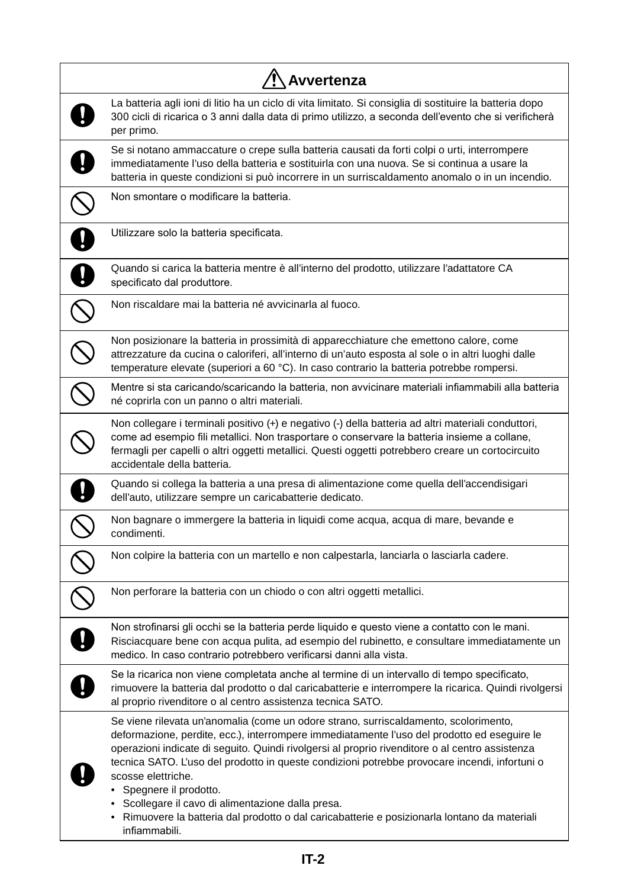| | ⚠ Avvertenza |
|---|---|
| ❗ | La batteria agli ioni di litio ha un ciclo di vita limitato. Si consiglia di sostituire la batteria dopo 300 cicli di ricarica o 3 anni dalla data di primo utilizzo, a seconda dell'evento che si verificherà per primo. |
| ❗ | Se si notano ammaccature o crepe sulla batteria causati da forti colpi o urti, interrompere immediatamente l'uso della batteria e sostituirla con una nuova. Se si continua a usare la batteria in queste condizioni si può incorrere in un surriscaldamento anomalo o in un incendio. |
| 🚫 | Non smontare o modificare la batteria. |
| ❗ | Utilizzare solo la batteria specificata. |
| ❗ | Quando si carica la batteria mentre è all'interno del prodotto, utilizzare l'adattatore CA specificato dal produttore. |
| 🚫 | Non riscaldare mai la batteria né avvicinarla al fuoco. |
| 🚫 | Non posizionare la batteria in prossimità di apparecchiature che emettono calore, come attrezzature da cucina o caloriferi, all'interno di un'auto esposta al sole o in altri luoghi dalle temperature elevate (superiori a 60 °C). In caso contrario la batteria potrebbe rompersi. |
| 🚫 | Mentre si sta caricando/scaricando la batteria, non avvicinare materiali infiammabili alla batteria né coprirla con un panno o altri materiali. |
| 🚫 | Non collegare i terminali positivo (+) e negativo (-) della batteria ad altri materiali conduttori, come ad esempio fili metallici. Non trasportare o conservare la batteria insieme a collane, fermagli per capelli o altri oggetti metallici. Questi oggetti potrebbero creare un cortocircuito accidentale della batteria. |
| ❗ | Quando si collega la batteria a una presa di alimentazione come quella dell'accendisigari dell'auto, utilizzare sempre un caricabatterie dedicato. |
| 🚫 | Non bagnare o immergere la batteria in liquidi come acqua, acqua di mare, bevande e condimenti. |
| 🚫 | Non colpire la batteria con un martello e non calpestarla, lanciarla o lasciarla cadere. |
| 🚫 | Non perforare la batteria con un chiodo o con altri oggetti metallici. |
| ❗ | Non strofinarsi gli occhi se la batteria perde liquido e questo viene a contatto con le mani. Risciacquare bene con acqua pulita, ad esempio del rubinetto, e consultare immediatamente un medico. In caso contrario potrebbero verificarsi danni alla vista. |
| ❗ | Se la ricarica non viene completata anche al termine di un intervallo di tempo specificato, rimuovere la batteria dal prodotto o dal caricabatterie e interrompere la ricarica. Quindi rivolgersi al proprio rivenditore o al centro assistenza tecnica SATO. |
| ❗ | Se viene rilevata un'anomalia (come un odore strano, surriscaldamento, scolorimento, deformazione, perdite, ecc.), interrompere immediatamente l'uso del prodotto ed eseguire le operazioni indicate di seguito. Quindi rivolgersi al proprio rivenditore o al centro assistenza tecnica SATO. L'uso del prodotto in queste condizioni potrebbe provocare incendi, infortuni o scosse elettriche.<br>• Spegnere il prodotto.<br>• Scollegare il cavo di alimentazione dalla presa.<br>• Rimuovere la batteria dal prodotto o dal caricabatterie e posizionarla lontano da materiali infiammabili. |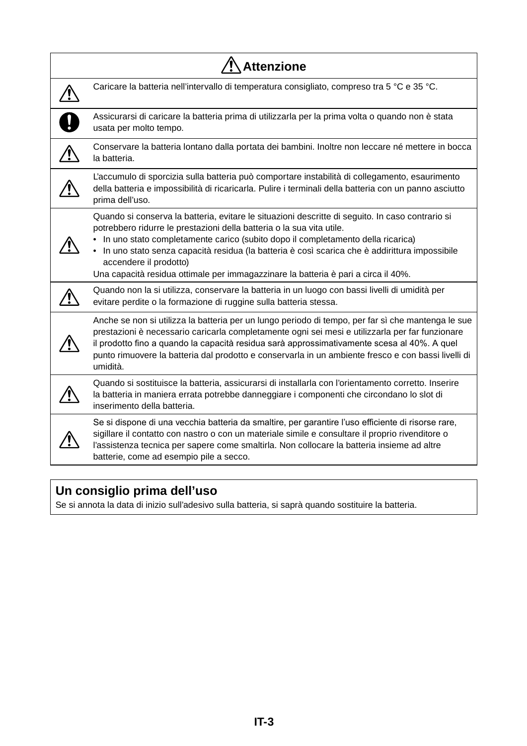| ⚠ Attenzione | |
|---|---|
| ⚠ | Caricare la batteria nell’intervallo di temperatura consigliato, compreso tra 5 °C e 35 °C. |
| ❗ | Assicurarsi di caricare la batteria prima di utilizzarla per la prima volta o quando non è stata usata per molto tempo. |
| ⚠ | Conservare la batteria lontano dalla portata dei bambini. Inoltre non leccare né mettere in bocca la batteria. |
| ⚠ | L’accumulo di sporcizia sulla batteria può comportare instabilità di collegamento, esaurimento della batteria e impossibilità di ricaricarla. Pulire i terminali della batteria con un panno asciutto prima dell’uso. |
| ⚠ | Quando si conserva la batteria, evitare le situazioni descritte di seguito. In caso contrario si potrebbero ridurre le prestazioni della batteria o la sua vita utile.<br>• In uno stato completamente carico (subito dopo il completamento della ricarica)<br>• In uno stato senza capacità residua (la batteria è così scarica che è addirittura impossibile accendere il prodotto)<br>Una capacità residua ottimale per immagazzinare la batteria è pari a circa il 40%. |
| ⚠ | Quando non la si utilizza, conservare la batteria in un luogo con bassi livelli di umidità per evitare perdite o la formazione di ruggine sulla batteria stessa. |
| ⚠ | Anche se non si utilizza la batteria per un lungo periodo di tempo, per far sì che mantenga le sue prestazioni è necessario caricarla completamente ogni sei mesi e utilizzarla per far funzionare il prodotto fino a quando la capacità residua sarà approssimativamente scesa al 40%. A quel punto rimuovere la batteria dal prodotto e conservarla in un ambiente fresco e con bassi livelli di umidità. |
| ⚠ | Quando si sostituisce la batteria, assicurarsi di installarla con l’orientamento corretto. Inserire la batteria in maniera errata potrebbe danneggiare i componenti che circondano lo slot di inserimento della batteria. |
| ⚠ | Se si dispone di una vecchia batteria da smaltire, per garantire l’uso efficiente di risorse rare, sigillare il contatto con nastro o con un materiale simile e consultare il proprio rivenditore o l’assistenza tecnica per sapere come smaltirla. Non collocare la batteria insieme ad altre batterie, come ad esempio pile a secco. |

## Un consiglio prima dell’uso

Se si annota la data di inizio sull’adesivo sulla batteria, si saprà quando sostituire la batteria.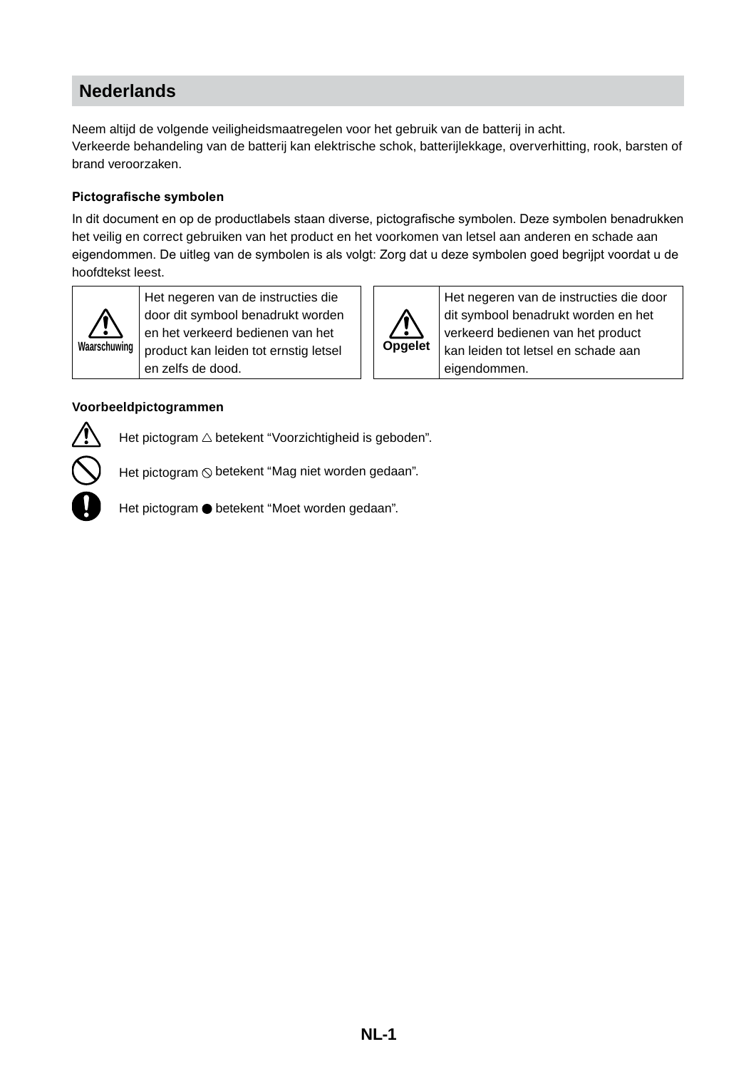## Nederlands

Neem altijd de volgende veiligheidsmaatregelen voor het gebruik van de batterij in acht.
Verkeerde behandeling van de batterij kan elektrische schok, batterijlekkage, oververhitting, rook, barsten of brand veroorzaken.

### Pictografische symbolen

In dit document en op de productlabels staan diverse, pictografische symbolen. Deze symbolen benadrukken het veilig en correct gebruiken van het product en het voorkomen van letsel aan anderen en schade aan eigendommen. De uitleg van de symbolen is als volgt: Zorg dat u deze symbolen goed begrijpt voordat u de hoofdtekst leest.

| ⚠ Waarschuwing | Het negeren van de instructies die door dit symbool benadrukt worden en het verkeerd bedienen van het product kan leiden tot ernstig letsel en zelfs de dood. |
|---|---|

| ⚠ Opgelet | Het negeren van de instructies die door dit symbool benadrukt worden en het verkeerd bedienen van het product kan leiden tot letsel en schade aan eigendommen. |
|---|---|

### Voorbeeldpictogrammen

⚠ Het pictogram △ betekent “Voorzichtigheid is geboden”.

⃠ Het pictogram ⃠ betekent “Mag niet worden gedaan”.

❗ Het pictogram ● betekent “Moet worden gedaan”.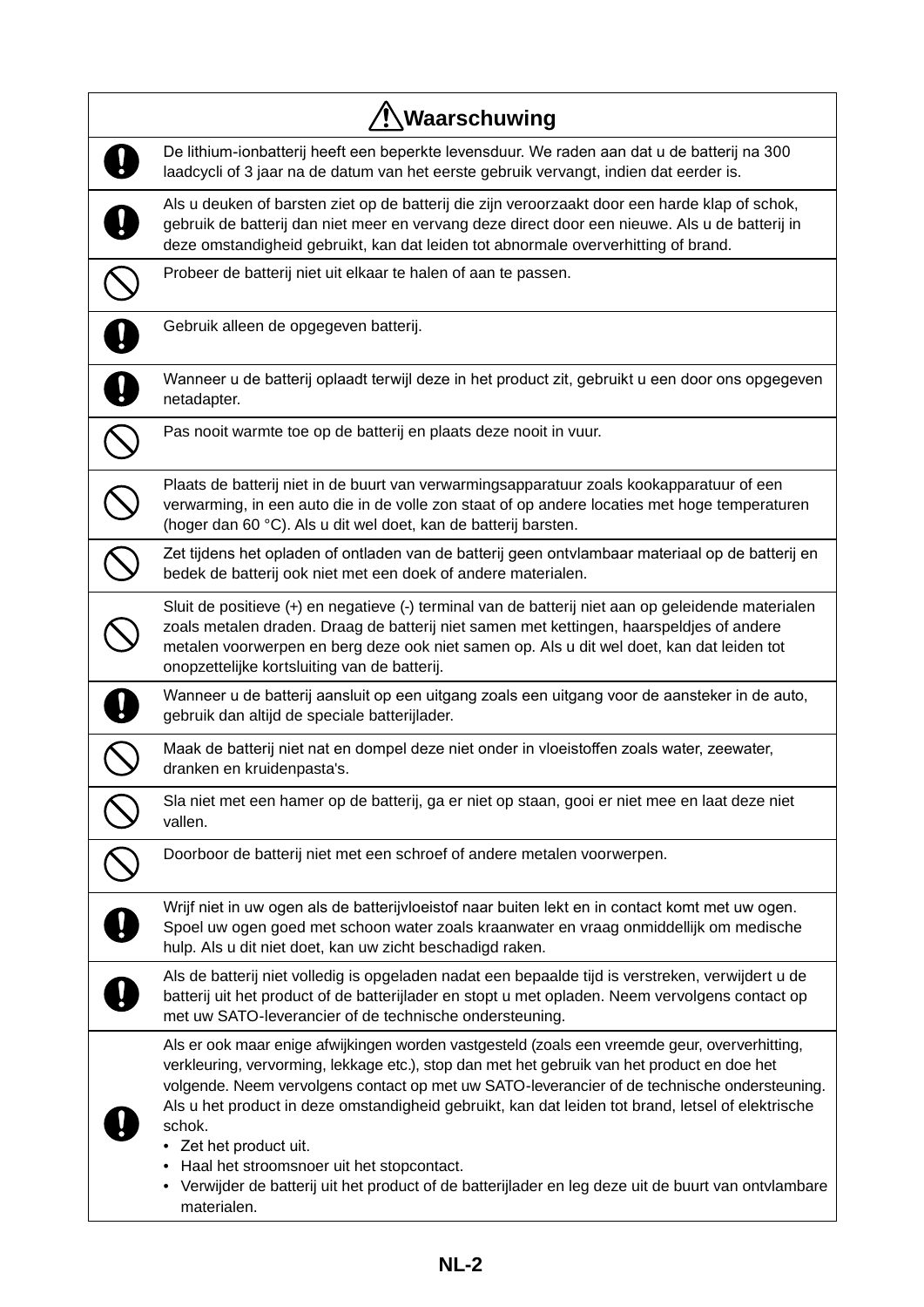| | ⚠ Waarschuwing |
|---|---|
| ❗ | De lithium-ionbatterij heeft een beperkte levensduur. We raden aan dat u de batterij na 300 laadcycli of 3 jaar na de datum van het eerste gebruik vervangt, indien dat eerder is. |
| ❗ | Als u deuken of barsten ziet op de batterij die zijn veroorzaakt door een harde klap of schok, gebruik de batterij dan niet meer en vervang deze direct door een nieuwe. Als u de batterij in deze omstandigheid gebruikt, kan dat leiden tot abnormale oververhitting of brand. |
| 🛇 | Probeer de batterij niet uit elkaar te halen of aan te passen. |
| ❗ | Gebruik alleen de opgegeven batterij. |
| ❗ | Wanneer u de batterij oplaadt terwijl deze in het product zit, gebruikt u een door ons opgegeven netadapter. |
| 🛇 | Pas nooit warmte toe op de batterij en plaats deze nooit in vuur. |
| 🛇 | Plaats de batterij niet in de buurt van verwarmingsapparatuur zoals kookapparatuur of een verwarming, in een auto die in de volle zon staat of op andere locaties met hoge temperaturen (hoger dan 60 °C). Als u dit wel doet, kan de batterij barsten. |
| 🛇 | Zet tijdens het opladen of ontladen van de batterij geen ontvlambaar materiaal op de batterij en bedek de batterij ook niet met een doek of andere materialen. |
| 🛇 | Sluit de positieve (+) en negatieve (-) terminal van de batterij niet aan op geleidende materialen zoals metalen draden. Draag de batterij niet samen met kettingen, haarspeldjes of andere metalen voorwerpen en berg deze ook niet samen op. Als u dit wel doet, kan dat leiden tot onopzettelijke kortsluiting van de batterij. |
| ❗ | Wanneer u de batterij aansluit op een uitgang zoals een uitgang voor de aansteker in de auto, gebruik dan altijd de speciale batterijlader. |
| 🛇 | Maak de batterij niet nat en dompel deze niet onder in vloeistoffen zoals water, zeewater, dranken en kruidenpasta's. |
| 🛇 | Sla niet met een hamer op de batterij, ga er niet op staan, gooi er niet mee en laat deze niet vallen. |
| 🛇 | Doorboor de batterij niet met een schroef of andere metalen voorwerpen. |
| ❗ | Wrijf niet in uw ogen als de batterijvloeistof naar buiten lekt en in contact komt met uw ogen. Spoel uw ogen goed met schoon water zoals kraanwater en vraag onmiddellijk om medische hulp. Als u dit niet doet, kan uw zicht beschadigd raken. |
| ❗ | Als de batterij niet volledig is opgeladen nadat een bepaalde tijd is verstreken, verwijdert u de batterij uit het product of de batterijlader en stopt u met opladen. Neem vervolgens contact op met uw SATO-leverancier of de technische ondersteuning. |
| ❗ | Als er ook maar enige afwijkingen worden vastgesteld (zoals een vreemde geur, oververhitting, verkleuring, vervorming, lekkage etc.), stop dan met het gebruik van het product en doe het volgende. Neem vervolgens contact op met uw SATO-leverancier of de technische ondersteuning. Als u het product in deze omstandigheid gebruikt, kan dat leiden tot brand, letsel of elektrische schok.<br>• Zet het product uit.<br>• Haal het stroomsnoer uit het stopcontact.<br>• Verwijder de batterij uit het product of de batterijlader en leg deze uit de buurt van ontvlambare materialen. |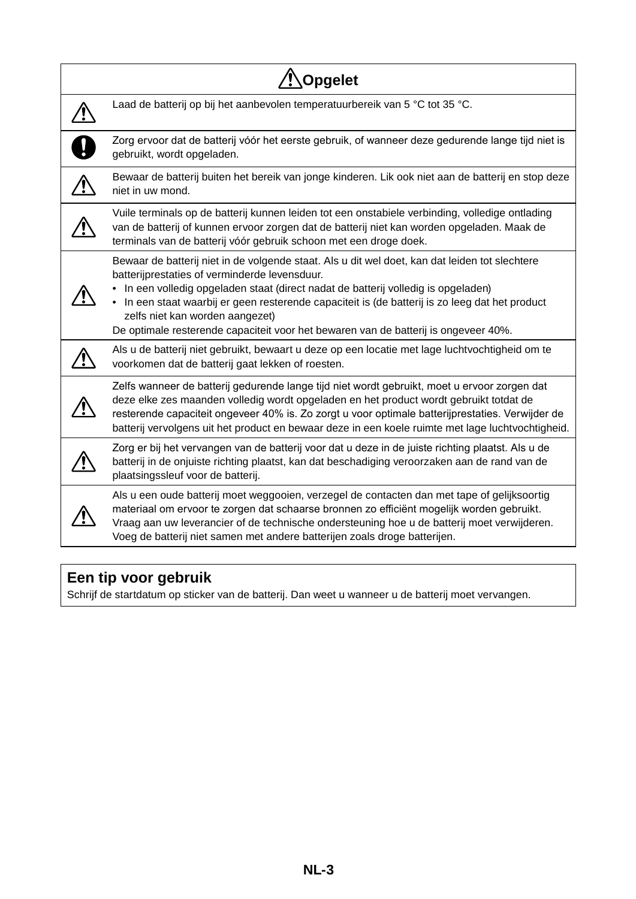| ⚠ Opgelet | |
|---|---|
| ⚠ | Laad de batterij op bij het aanbevolen temperatuurbereik van 5 °C tot 35 °C. |
| ❗ | Zorg ervoor dat de batterij vóór het eerste gebruik, of wanneer deze gedurende lange tijd niet is gebruikt, wordt opgeladen. |
| ⚠ | Bewaar de batterij buiten het bereik van jonge kinderen. Lik ook niet aan de batterij en stop deze niet in uw mond. |
| ⚠ | Vuile terminals op de batterij kunnen leiden tot een onstabiele verbinding, volledige ontlading van de batterij of kunnen ervoor zorgen dat de batterij niet kan worden opgeladen. Maak de terminals van de batterij vóór gebruik schoon met een droge doek. |
| ⚠ | Bewaar de batterij niet in de volgende staat. Als u dit wel doet, kan dat leiden tot slechtere batterijprestaties of verminderde levensduur.<br>• In een volledig opgeladen staat (direct nadat de batterij volledig is opgeladen)<br>• In een staat waarbij er geen resterende capaciteit is (de batterij is zo leeg dat het product zelfs niet kan worden aangezet)<br>De optimale resterende capaciteit voor het bewaren van de batterij is ongeveer 40%. |
| ⚠ | Als u de batterij niet gebruikt, bewaart u deze op een locatie met lage luchtvochtigheid om te voorkomen dat de batterij gaat lekken of roesten. |
| ⚠ | Zelfs wanneer de batterij gedurende lange tijd niet wordt gebruikt, moet u ervoor zorgen dat deze elke zes maanden volledig wordt opgeladen en het product wordt gebruikt totdat de resterende capaciteit ongeveer 40% is. Zo zorgt u voor optimale batterijprestaties. Verwijder de batterij vervolgens uit het product en bewaar deze in een koele ruimte met lage luchtvochtigheid. |
| ⚠ | Zorg er bij het vervangen van de batterij voor dat u deze in de juiste richting plaatst. Als u de batterij in de onjuiste richting plaatst, kan dat beschadiging veroorzaken aan de rand van de plaatsingssleuf voor de batterij. |
| ⚠ | Als u een oude batterij moet weggooien, verzegel de contacten dan met tape of gelijksoortig materiaal om ervoor te zorgen dat schaarse bronnen zo efficiënt mogelijk worden gebruikt. Vraag aan uw leverancier of de technische ondersteuning hoe u de batterij moet verwijderen. Voeg de batterij niet samen met andere batterijen zoals droge batterijen. |

## Een tip voor gebruik

Schrijf de startdatum op sticker van de batterij. Dan weet u wanneer u de batterij moet vervangen.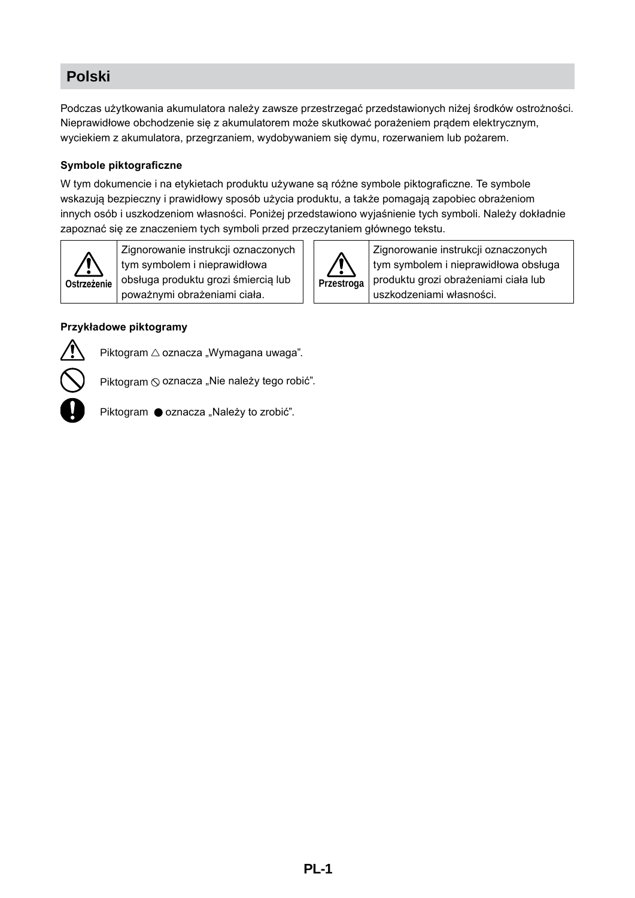# Polski

Podczas użytkowania akumulatora należy zawsze przestrzegać przedstawionych niżej środków ostrożności. Nieprawidłowe obchodzenie się z akumulatorem może skutkować porażeniem prądem elektrycznym, wyciekiem z akumulatora, przegrzaniem, wydobywaniem się dymu, rozerwaniem lub pożarem.

**Symbole piktograficzne**

W tym dokumencie i na etykietach produktu używane są różne symbole piktograficzne. Te symbole wskazują bezpieczny i prawidłowy sposób użycia produktu, a także pomagają zapobiec obrażeniom innych osób i uszkodzeniom własności. Poniżej przedstawiono wyjaśnienie tych symboli. Należy dokładnie zapoznać się ze znaczeniem tych symboli przed przeczytaniem głównego tekstu.

| ⚠ Ostrzeżenie | Zignorowanie instrukcji oznaczonych tym symbolem i nieprawidłowa obsługa produktu grozi śmiercią lub poważnymi obrażeniami ciała. |
|---|---|

| ⚠ Przestroga | Zignorowanie instrukcji oznaczonych tym symbolem i nieprawidłowa obsługa produktu grozi obrażeniami ciała lub uszkodzeniami własności. |
|---|---|

**Przykładowe piktogramy**

⚠ Piktogram △ oznacza „Wymagana uwaga”.

⃠ Piktogram ⃠ oznacza „Nie należy tego robić”.

❗ Piktogram ● oznacza „Należy to zrobić”.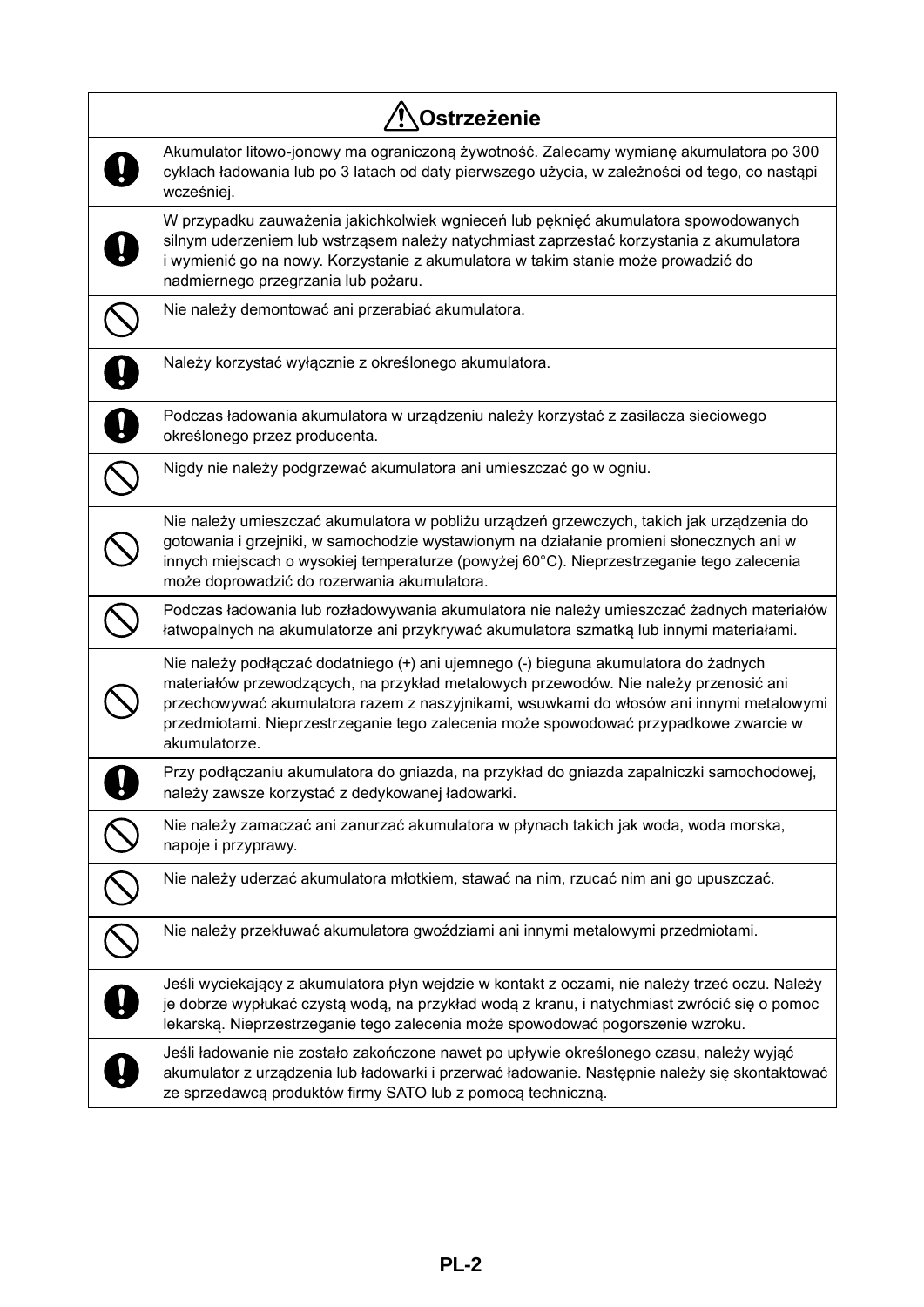| ⚠ Ostrzeżenie | |
|---|---|
| ! | Akumulator litowo-jonowy ma ograniczoną żywotność. Zalecamy wymianę akumulatora po 300 cyklach ładowania lub po 3 latach od daty pierwszego użycia, w zależności od tego, co nastąpi wcześniej. |
| ! | W przypadku zauważenia jakichkolwiek wgnieceń lub pęknięć akumulatora spowodowanych silnym uderzeniem lub wstrząsem należy natychmiast zaprzestać korzystania z akumulatora i wymienić go na nowy. Korzystanie z akumulatora w takim stanie może prowadzić do nadmiernego przegrzania lub pożaru. |
| ⃠ | Nie należy demontować ani przerabiać akumulatora. |
| ! | Należy korzystać wyłącznie z określonego akumulatora. |
| ! | Podczas ładowania akumulatora w urządzeniu należy korzystać z zasilacza sieciowego określonego przez producenta. |
| ⃠ | Nigdy nie należy podgrzewać akumulatora ani umieszczać go w ogniu. |
| ⃠ | Nie należy umieszczać akumulatora w pobliżu urządzeń grzewczych, takich jak urządzenia do gotowania i grzejniki, w samochodzie wystawionym na działanie promieni słonecznych ani w innych miejscach o wysokiej temperaturze (powyżej 60°C). Nieprzestrzeganie tego zalecenia może doprowadzić do rozerwania akumulatora. |
| ⃠ | Podczas ładowania lub rozładowywania akumulatora nie należy umieszczać żadnych materiałów łatwopalnych na akumulatorze ani przykrywać akumulatora szmatką lub innymi materiałami. |
| ⃠ | Nie należy podłączać dodatniego (+) ani ujemnego (-) bieguna akumulatora do żadnych materiałów przewodzących, na przykład metalowych przewodów. Nie należy przenosić ani przechowywać akumulatora razem z naszyjnikami, wsuwkami do włosów ani innymi metalowymi przedmiotami. Nieprzestrzeganie tego zalecenia może spowodować przypadkowe zwarcie w akumulatorze. |
| ! | Przy podłączaniu akumulatora do gniazda, na przykład do gniazda zapalniczki samochodowej, należy zawsze korzystać z dedykowanej ładowarki. |
| ⃠ | Nie należy zamaczać ani zanurzać akumulatora w płynach takich jak woda, woda morska, napoje i przyprawy. |
| ⃠ | Nie należy uderzać akumulatora młotkiem, stawać na nim, rzucać nim ani go upuszczać. |
| ⃠ | Nie należy przekłuwać akumulatora gwoździami ani innymi metalowymi przedmiotami. |
| ! | Jeśli wyciekający z akumulatora płyn wejdzie w kontakt z oczami, nie należy trzeć oczu. Należy je dobrze wypłukać czystą wodą, na przykład wodą z kranu, i natychmiast zwrócić się o pomoc lekarską. Nieprzestrzeganie tego zalecenia może spowodować pogorszenie wzroku. |
| ! | Jeśli ładowanie nie zostało zakończone nawet po upływie określonego czasu, należy wyjąć akumulator z urządzenia lub ładowarki i przerwać ładowanie. Następnie należy się skontaktować ze sprzedawcą produktów firmy SATO lub z pomocą techniczną. |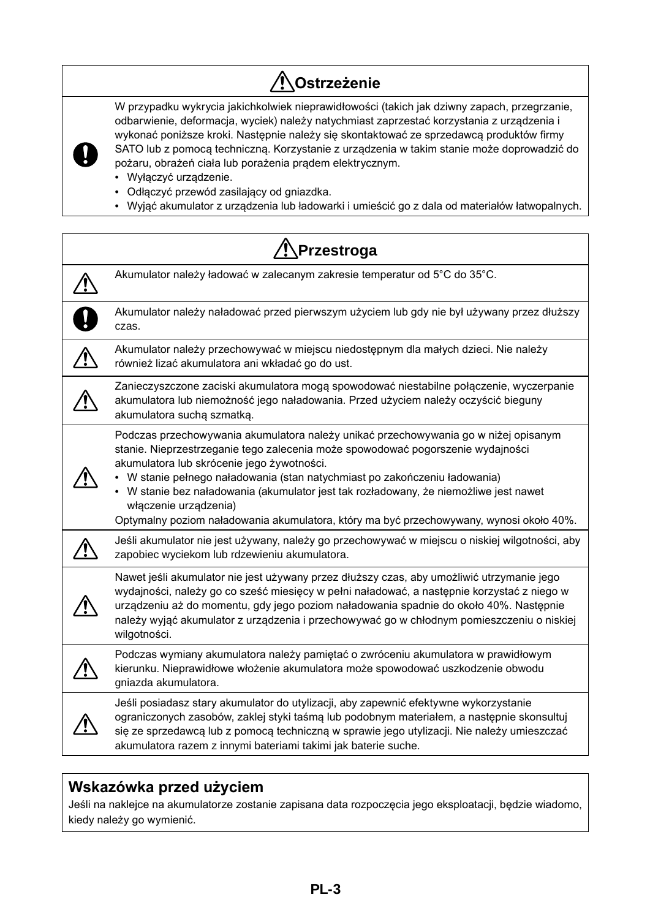## ⚠Ostrzeżenie

W przypadku wykrycia jakichkolwiek nieprawidłowości (takich jak dziwny zapach, przegrzanie, odbarwienie, deformacja, wyciek) należy natychmiast zaprzestać korzystania z urządzenia i wykonać poniższe kroki. Następnie należy się skontaktować ze sprzedawcą produktów firmy SATO lub z pomocą techniczną. Korzystanie z urządzenia w takim stanie może doprowadzić do pożaru, obrażeń ciała lub porażenia prądem elektrycznym.

- Wyłączyć urządzenie.
- Odłączyć przewód zasilający od gniazdka.
- Wyjąć akumulator z urządzenia lub ładowarki i umieścić go z dala od materiałów łatwopalnych.

## ⚠Przestroga

- Akumulator należy ładować w zalecanym zakresie temperatur od 5°C do 35°C.
- Akumulator należy naładować przed pierwszym użyciem lub gdy nie był używany przez dłuższy czas.
- Akumulator należy przechowywać w miejscu niedostępnym dla małych dzieci. Nie należy również lizać akumulatora ani wkładać go do ust.
- Zanieczyszczone zaciski akumulatora mogą spowodować niestabilne połączenie, wyczerpanie akumulatora lub niemożność jego naładowania. Przed użyciem należy oczyścić bieguny akumulatora suchą szmatką.
- Podczas przechowywania akumulatora należy unikać przechowywania go w niżej opisanym stanie. Nieprzestrzeganie tego zalecenia może spowodować pogorszenie wydajności akumulatora lub skrócenie jego żywotności.
  - W stanie pełnego naładowania (stan natychmiast po zakończeniu ładowania)
  - W stanie bez naładowania (akumulator jest tak rozładowany, że niemożliwe jest nawet włączenie urządzenia)

  Optymalny poziom naładowania akumulatora, który ma być przechowywany, wynosi około 40%.
- Jeśli akumulator nie jest używany, należy go przechowywać w miejscu o niskiej wilgotności, aby zapobiec wyciekom lub rdzewieniu akumulatora.
- Nawet jeśli akumulator nie jest używany przez dłuższy czas, aby umożliwić utrzymanie jego wydajności, należy go co sześć miesięcy w pełni naładować, a następnie korzystać z niego w urządzeniu aż do momentu, gdy jego poziom naładowania spadnie do około 40%. Następnie należy wyjąć akumulator z urządzenia i przechowywać go w chłodnym pomieszczeniu o niskiej wilgotności.
- Podczas wymiany akumulatora należy pamiętać o zwróceniu akumulatora w prawidłowym kierunku. Nieprawidłowe włożenie akumulatora może spowodować uszkodzenie obwodu gniazda akumulatora.
- Jeśli posiadasz stary akumulator do utylizacji, aby zapewnić efektywne wykorzystanie ograniczonych zasobów, zaklej styki taśmą lub podobnym materiałem, a następnie skonsultuj się ze sprzedawcą lub z pomocą techniczną w sprawie jego utylizacji. Nie należy umieszczać akumulatora razem z innymi bateriami takimi jak baterie suche.

## Wskazówka przed użyciem

Jeśli na naklejce na akumulatorze zostanie zapisana data rozpoczęcia jego eksploatacji, będzie wiadomo, kiedy należy go wymienić.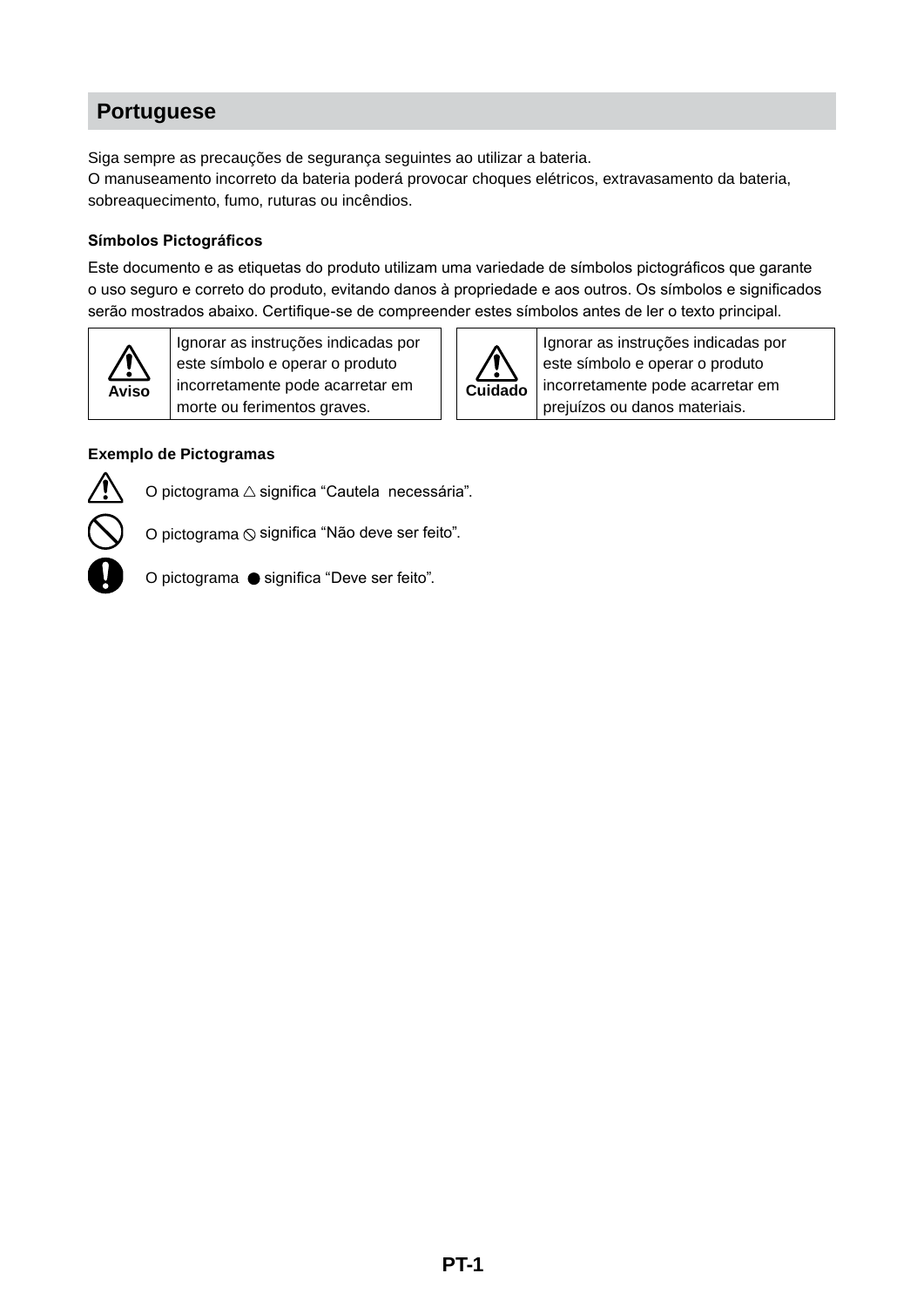## Portuguese

Siga sempre as precauções de segurança seguintes ao utilizar a bateria.
O manuseamento incorreto da bateria poderá provocar choques elétricos, extravasamento da bateria, sobreaquecimento, fumo, ruturas ou incêndios.

### Símbolos Pictográficos

Este documento e as etiquetas do produto utilizam uma variedade de símbolos pictográficos que garante o uso seguro e correto do produto, evitando danos à propriedade e aos outros. Os símbolos e significados serão mostrados abaixo. Certifique-se de compreender estes símbolos antes de ler o texto principal.

| | | | |
|---|---|---|---|
| ⚠ **Aviso** | Ignorar as instruções indicadas por este símbolo e operar o produto incorretamente pode acarretar em morte ou ferimentos graves. | ⚠ **Cuidado** | Ignorar as instruções indicadas por este símbolo e operar o produto incorretamente pode acarretar em prejuízos ou danos materiais. |

### Exemplo de Pictogramas

- O pictograma △ significa “Cautela necessária”.
- O pictograma ⃠ significa “Não deve ser feito”.
- O pictograma ● significa “Deve ser feito”.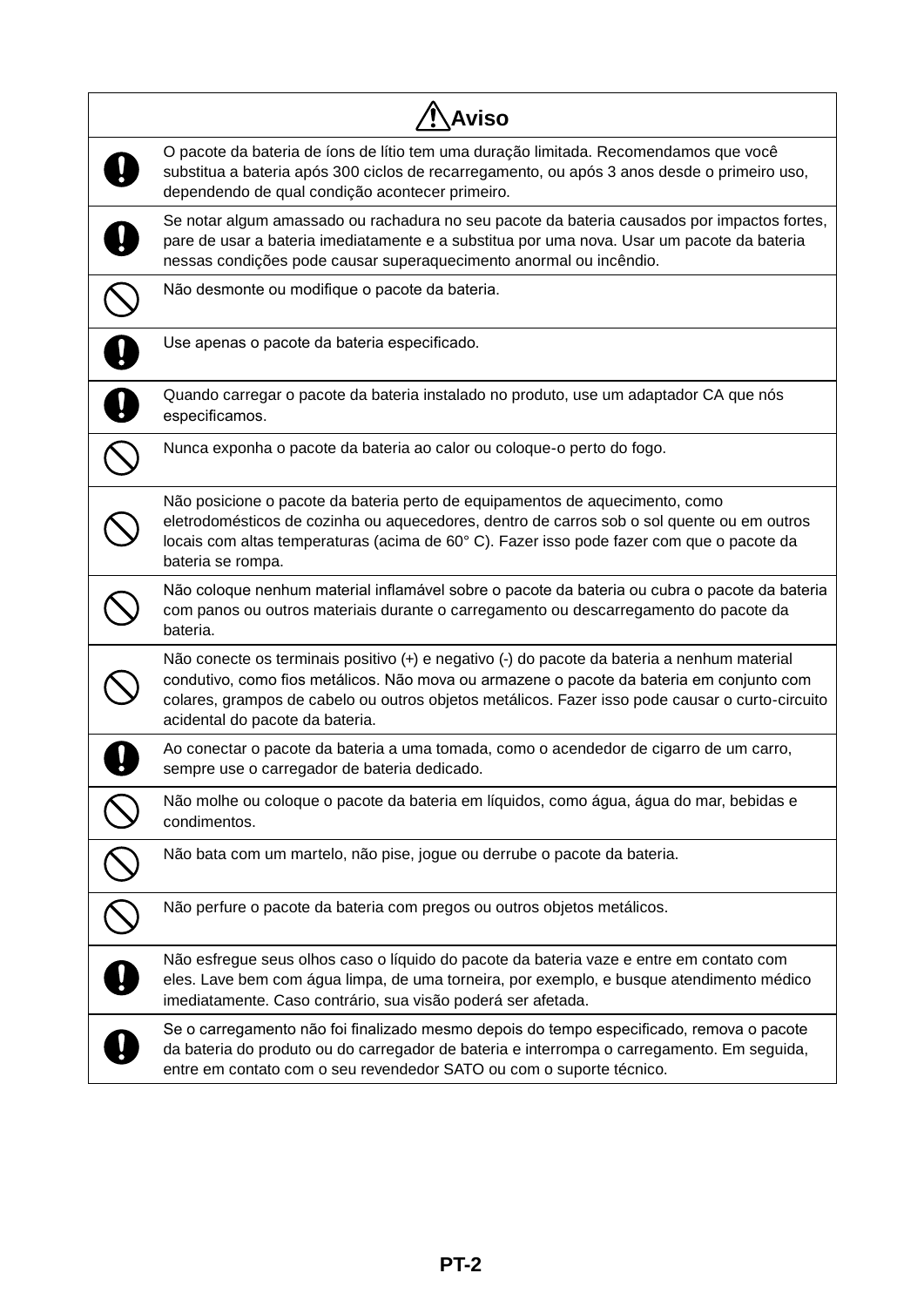| ⚠ Aviso | |
|---|---|
| ! | O pacote da bateria de íons de lítio tem uma duração limitada. Recomendamos que você substitua a bateria após 300 ciclos de recarregamento, ou após 3 anos desde o primeiro uso, dependendo de qual condição acontecer primeiro. |
| ! | Se notar algum amassado ou rachadura no seu pacote da bateria causados por impactos fortes, pare de usar a bateria imediatamente e a substitua por uma nova. Usar um pacote da bateria nessas condições pode causar superaquecimento anormal ou incêndio. |
| ⊘ | Não desmonte ou modifique o pacote da bateria. |
| ! | Use apenas o pacote da bateria especificado. |
| ! | Quando carregar o pacote da bateria instalado no produto, use um adaptador CA que nós especificamos. |
| ⊘ | Nunca exponha o pacote da bateria ao calor ou coloque-o perto do fogo. |
| ⊘ | Não posicione o pacote da bateria perto de equipamentos de aquecimento, como eletrodomésticos de cozinha ou aquecedores, dentro de carros sob o sol quente ou em outros locais com altas temperaturas (acima de 60° C). Fazer isso pode fazer com que o pacote da bateria se rompa. |
| ⊘ | Não coloque nenhum material inflamável sobre o pacote da bateria ou cubra o pacote da bateria com panos ou outros materiais durante o carregamento ou descarregamento do pacote da bateria. |
| ⊘ | Não conecte os terminais positivo (+) e negativo (-) do pacote da bateria a nenhum material condutivo, como fios metálicos. Não mova ou armazene o pacote da bateria em conjunto com colares, grampos de cabelo ou outros objetos metálicos. Fazer isso pode causar o curto-circuito acidental do pacote da bateria. |
| ! | Ao conectar o pacote da bateria a uma tomada, como o acendedor de cigarro de um carro, sempre use o carregador de bateria dedicado. |
| ⊘ | Não molhe ou coloque o pacote da bateria em líquidos, como água, água do mar, bebidas e condimentos. |
| ⊘ | Não bata com um martelo, não pise, jogue ou derrube o pacote da bateria. |
| ⊘ | Não perfure o pacote da bateria com pregos ou outros objetos metálicos. |
| ! | Não esfregue seus olhos caso o líquido do pacote da bateria vaze e entre em contato com eles. Lave bem com água limpa, de uma torneira, por exemplo, e busque atendimento médico imediatamente. Caso contrário, sua visão poderá ser afetada. |
| ! | Se o carregamento não foi finalizado mesmo depois do tempo especificado, remova o pacote da bateria do produto ou do carregador de bateria e interrompa o carregamento. Em seguida, entre em contato com o seu revendedor SATO ou com o suporte técnico. |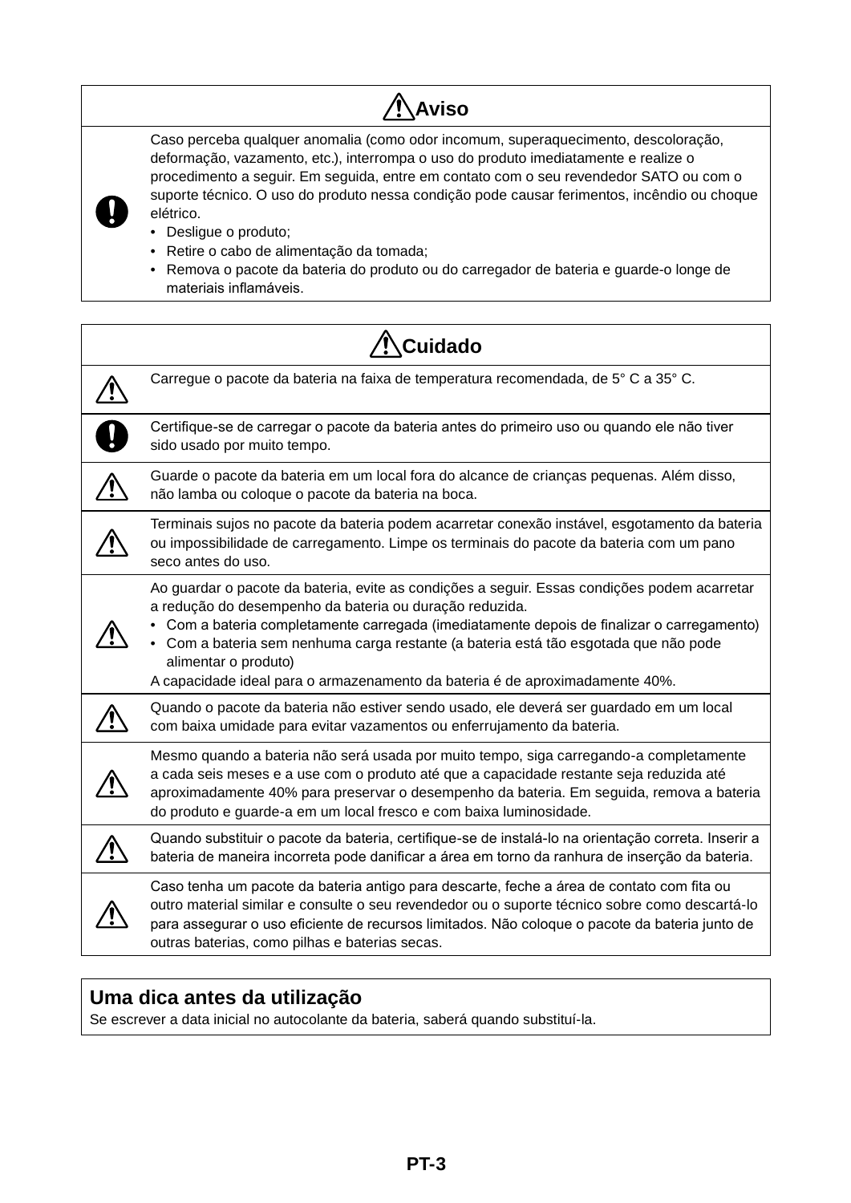| ⚠ Aviso | |
|---|---|
| ❗ | Caso perceba qualquer anomalia (como odor incomum, superaquecimento, descoloração, deformação, vazamento, etc.), interrompa o uso do produto imediatamente e realize o procedimento a seguir. Em seguida, entre em contato com o seu revendedor SATO ou com o suporte técnico. O uso do produto nessa condição pode causar ferimentos, incêndio ou choque elétrico.<br>• Desligue o produto;<br>• Retire o cabo de alimentação da tomada;<br>• Remova o pacote da bateria do produto ou do carregador de bateria e guarde-o longe de materiais inflamáveis. |

| ⚠ Cuidado | |
|---|---|
| ⚠ | Carregue o pacote da bateria na faixa de temperatura recomendada, de 5° C a 35° C. |
| ❗ | Certifique-se de carregar o pacote da bateria antes do primeiro uso ou quando ele não tiver sido usado por muito tempo. |
| ⚠ | Guarde o pacote da bateria em um local fora do alcance de crianças pequenas. Além disso, não lamba ou coloque o pacote da bateria na boca. |
| ⚠ | Terminais sujos no pacote da bateria podem acarretar conexão instável, esgotamento da bateria ou impossibilidade de carregamento. Limpe os terminais do pacote da bateria com um pano seco antes do uso. |
| ⚠ | Ao guardar o pacote da bateria, evite as condições a seguir. Essas condições podem acarretar a redução do desempenho da bateria ou duração reduzida.<br>• Com a bateria completamente carregada (imediatamente depois de finalizar o carregamento)<br>• Com a bateria sem nenhuma carga restante (a bateria está tão esgotada que não pode alimentar o produto)<br>A capacidade ideal para o armazenamento da bateria é de aproximadamente 40%. |
| ⚠ | Quando o pacote da bateria não estiver sendo usado, ele deverá ser guardado em um local com baixa umidade para evitar vazamentos ou enferrujamento da bateria. |
| ⚠ | Mesmo quando a bateria não será usada por muito tempo, siga carregando-a completamente a cada seis meses e a use com o produto até que a capacidade restante seja reduzida até aproximadamente 40% para preservar o desempenho da bateria. Em seguida, remova a bateria do produto e guarde-a em um local fresco e com baixa luminosidade. |
| ⚠ | Quando substituir o pacote da bateria, certifique-se de instalá-lo na orientação correta. Inserir a bateria de maneira incorreta pode danificar a área em torno da ranhura de inserção da bateria. |
| ⚠ | Caso tenha um pacote da bateria antigo para descarte, feche a área de contato com fita ou outro material similar e consulte o seu revendedor ou o suporte técnico sobre como descartá-lo para assegurar o uso eficiente de recursos limitados. Não coloque o pacote da bateria junto de outras baterias, como pilhas e baterias secas. |

**Uma dica antes da utilização**

Se escrever a data inicial no autocolante da bateria, saberá quando substituí-la.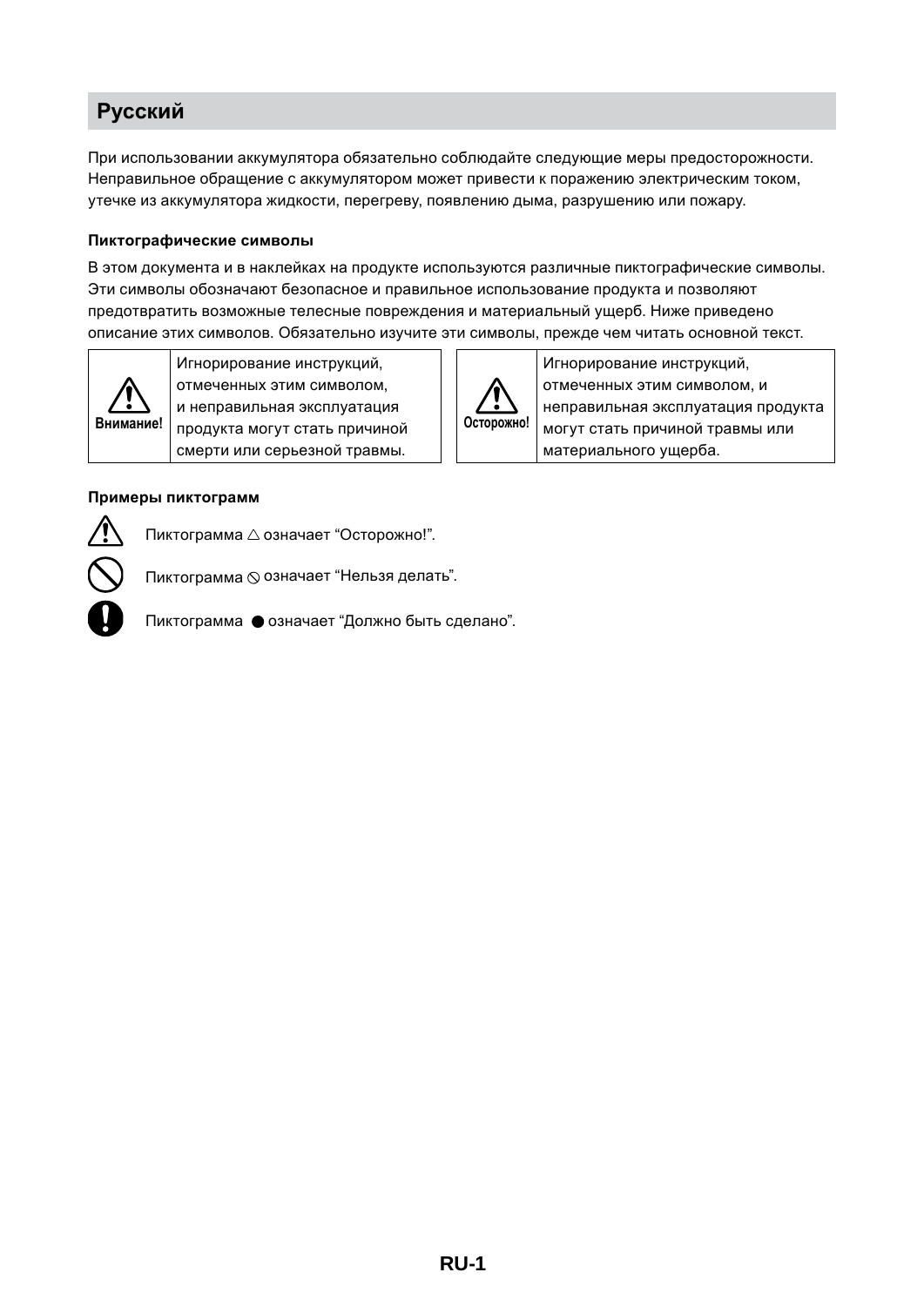# Русский

При использовании аккумулятора обязательно соблюдайте следующие меры предосторожности. Неправильное обращение с аккумулятором может привести к поражению электрическим током, утечке из аккумулятора жидкости, перегреву, появлению дыма, разрушению или пожару.

### Пиктографические символы

В этом документа и в наклейках на продукте используются различные пиктографические символы. Эти символы обозначают безопасное и правильное использование продукта и позволяют предотвратить возможные телесные повреждения и материальный ущерб. Ниже приведено описание этих символов. Обязательно изучите эти символы, прежде чем читать основной текст.

| | |
|---|---|
| ⚠ Внимание! | Игнорирование инструкций, отмеченных этим символом, и неправильная эксплуатация продукта могут стать причиной смерти или серьезной травмы. |

| | |
|---|---|
| ⚠ Осторожно! | Игнорирование инструкций, отмеченных этим символом, и неправильная эксплуатация продукта могут стать причиной травмы или материального ущерба. |

### Примеры пиктограмм

⚠ Пиктограмма △ означает “Осторожно!”.

⦸ Пиктограмма ⦸ означает “Нельзя делать”.

❗ Пиктограмма ● означает “Должно быть сделано”.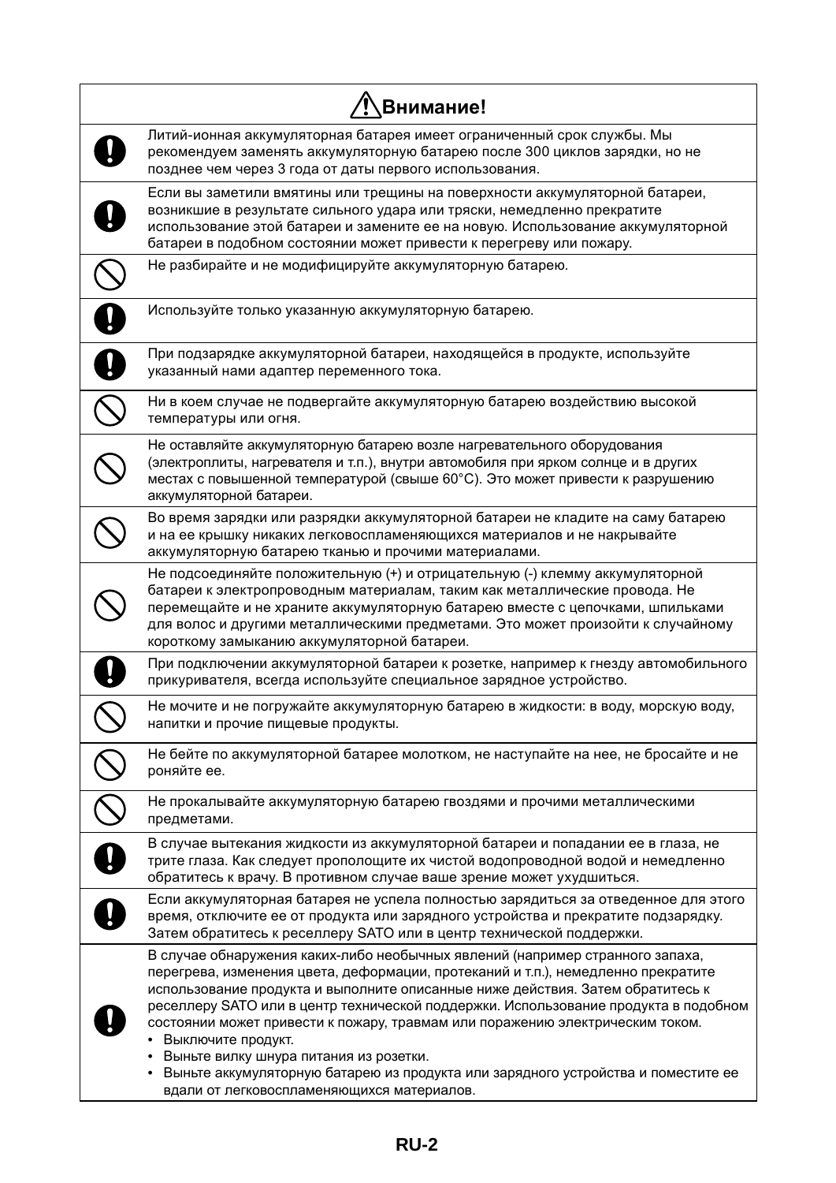| ⚠ Внимание! | |
|---|---|
| ! | Литий-ионная аккумуляторная батарея имеет ограниченный срок службы. Мы рекомендуем заменять аккумуляторную батарею после 300 циклов зарядки, но не позднее чем через 3 года от даты первого использования. |
| ! | Если вы заметили вмятины или трещины на поверхности аккумуляторной батареи, возникшие в результате сильного удара или тряски, немедленно прекратите использование этой батареи и замените ее на новую. Использование аккумуляторной батареи в подобном состоянии может привести к перегреву или пожару. |
| ⃠ | Не разбирайте и не модифицируйте аккумуляторную батарею. |
| ! | Используйте только указанную аккумуляторную батарею. |
| ! | При подзарядке аккумуляторной батареи, находящейся в продукте, используйте указанный нами адаптер переменного тока. |
| ⃠ | Ни в коем случае не подвергайте аккумуляторную батарею воздействию высокой температуры или огня. |
| ⃠ | Не оставляйте аккумуляторную батарею возле нагревательного оборудования (электроплиты, нагревателя и т.п.), внутри автомобиля при ярком солнце и в других местах с повышенной температурой (свыше 60°C). Это может привести к разрушению аккумуляторной батареи. |
| ⃠ | Во время зарядки или разрядки аккумуляторной батареи не кладите на саму батарею и на ее крышку никаких легковоспламеняющихся материалов и не накрывайте аккумуляторную батарею тканью и прочими материалами. |
| ⃠ | Не подсоединяйте положительную (+) и отрицательную (-) клемму аккумуляторной батареи к электропроводным материалам, таким как металлические провода. Не перемещайте и не храните аккумуляторную батарею вместе с цепочками, шпильками для волос и другими металлическими предметами. Это может произойти к случайному короткому замыканию аккумуляторной батареи. |
| ! | При подключении аккумуляторной батареи к розетке, например к гнезду автомобильного прикуривателя, всегда используйте специальное зарядное устройство. |
| ⃠ | Не мочите и не погружайте аккумуляторную батарею в жидкости: в воду, морскую воду, напитки и прочие пищевые продукты. |
| ⃠ | Не бейте по аккумуляторной батарее молотком, не наступайте на нее, не бросайте и не роняйте ее. |
| ⃠ | Не прокалывайте аккумуляторную батарею гвоздями и прочими металлическими предметами. |
| ! | В случае вытекания жидкости из аккумуляторной батареи и попадании ее в глаза, не трите глаза. Как следует прополощите их чистой водопроводной водой и немедленно обратитесь к врачу. В противном случае ваше зрение может ухудшиться. |
| ! | Если аккумуляторная батарея не успела полностью зарядиться за отведенное для этого время, отключите ее от продукта или зарядного устройства и прекратите подзарядку. Затем обратитесь к реселлеру SATO или в центр технической поддержки. |
| ! | В случае обнаружения каких-либо необычных явлений (например странного запаха, перегрева, изменения цвета, деформации, протеканий и т.п.), немедленно прекратите использование продукта и выполните описанные ниже действия. Затем обратитесь к реселлеру SATO или в центр технической поддержки. Использование продукта в подобном состоянии может привести к пожару, травмам или поражению электрическим током.<br>• Выключите продукт.<br>• Выньте вилку шнура питания из розетки.<br>• Выньте аккумуляторную батарею из продукта или зарядного устройства и поместите ее вдали от легковоспламеняющихся материалов. |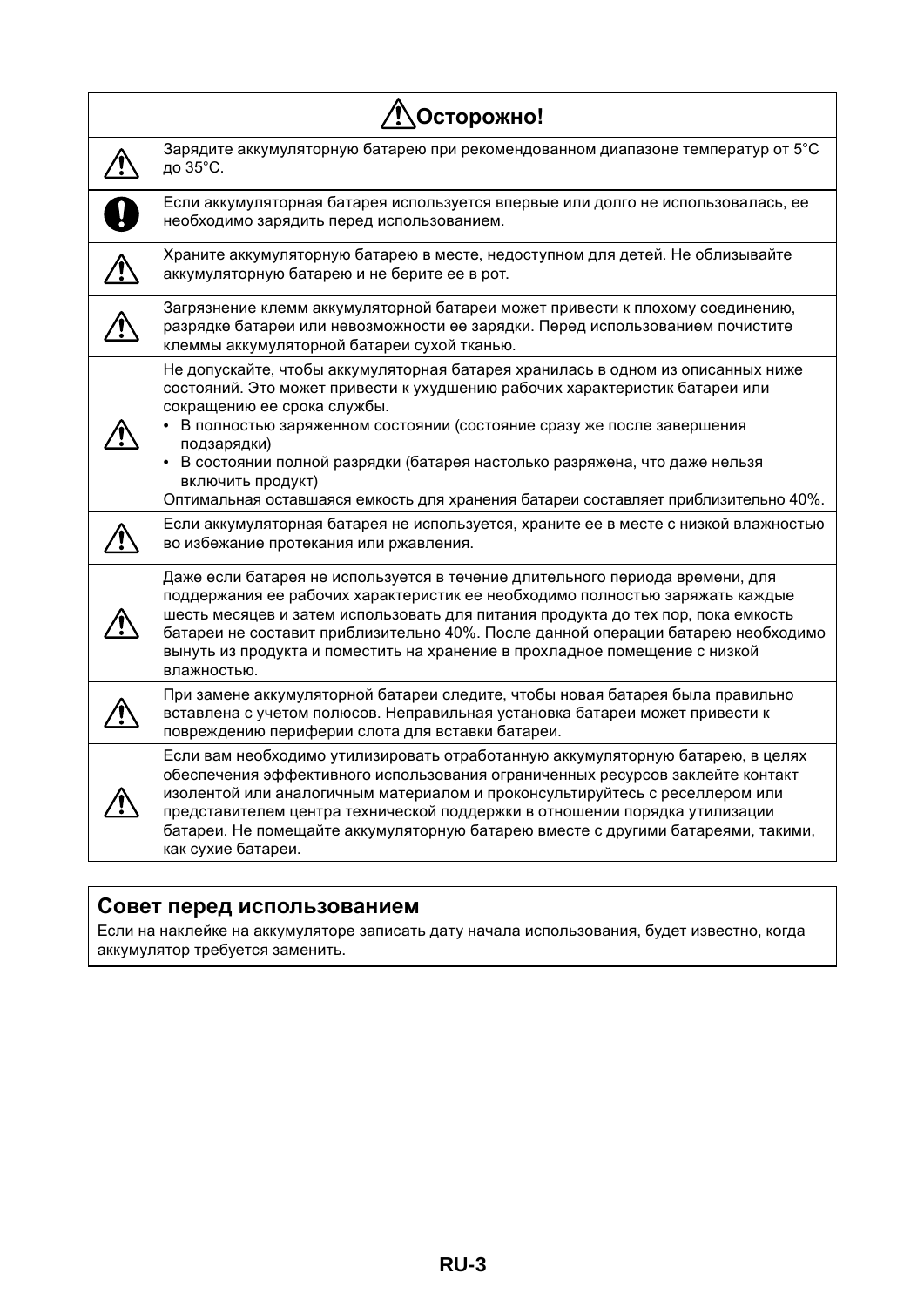## ⚠ Осторожно!

| | |
|---|---|
| ⚠ | Зарядите аккумуляторную батарею при рекомендованном диапазоне температур от 5°C до 35°C. |
| ❗ | Если аккумуляторная батарея используется впервые или долго не использовалась, ее необходимо зарядить перед использованием. |
| ⚠ | Храните аккумуляторную батарею в месте, недоступном для детей. Не облизывайте аккумуляторную батарею и не берите ее в рот. |
| ⚠ | Загрязнение клемм аккумуляторной батареи может привести к плохому соединению, разрядке батареи или невозможности ее зарядки. Перед использованием почистите клеммы аккумуляторной батареи сухой тканью. |
| ⚠ | Не допускайте, чтобы аккумуляторная батарея хранилась в одном из описанных ниже состояний. Это может привести к ухудшению рабочих характеристик батареи или сокращению ее срока службы.<br>• В полностью заряженном состоянии (состояние сразу же после завершения подзарядки)<br>• В состоянии полной разрядки (батарея настолько разряжена, что даже нельзя включить продукт)<br>Оптимальная оставшаяся емкость для хранения батареи составляет приблизительно 40%. |
| ⚠ | Если аккумуляторная батарея не используется, храните ее в месте с низкой влажностью во избежание протекания или ржавления. |
| ⚠ | Даже если батарея не используется в течение длительного периода времени, для поддержания ее рабочих характеристик ее необходимо полностью заряжать каждые шесть месяцев и затем использовать для питания продукта до тех пор, пока емкость батареи не составит приблизительно 40%. После данной операции батарею необходимо вынуть из продукта и поместить на хранение в прохладное помещение с низкой влажностью. |
| ⚠ | При замене аккумуляторной батареи следите, чтобы новая батарея была правильно вставлена с учетом полюсов. Неправильная установка батареи может привести к повреждению периферии слота для вставки батареи. |
| ⚠ | Если вам необходимо утилизировать отработанную аккумуляторную батарею, в целях обеспечения эффективного использования ограниченных ресурсов заклейте контакт изолентой или аналогичным материалом и проконсультируйтесь с реселлером или представителем центра технической поддержки в отношении порядка утилизации батареи. Не помещайте аккумуляторную батарею вместе с другими батареями, такими, как сухие батареи. |

## Совет перед использованием

Если на наклейке на аккумуляторе записать дату начала использования, будет известно, когда аккумулятор требуется заменить.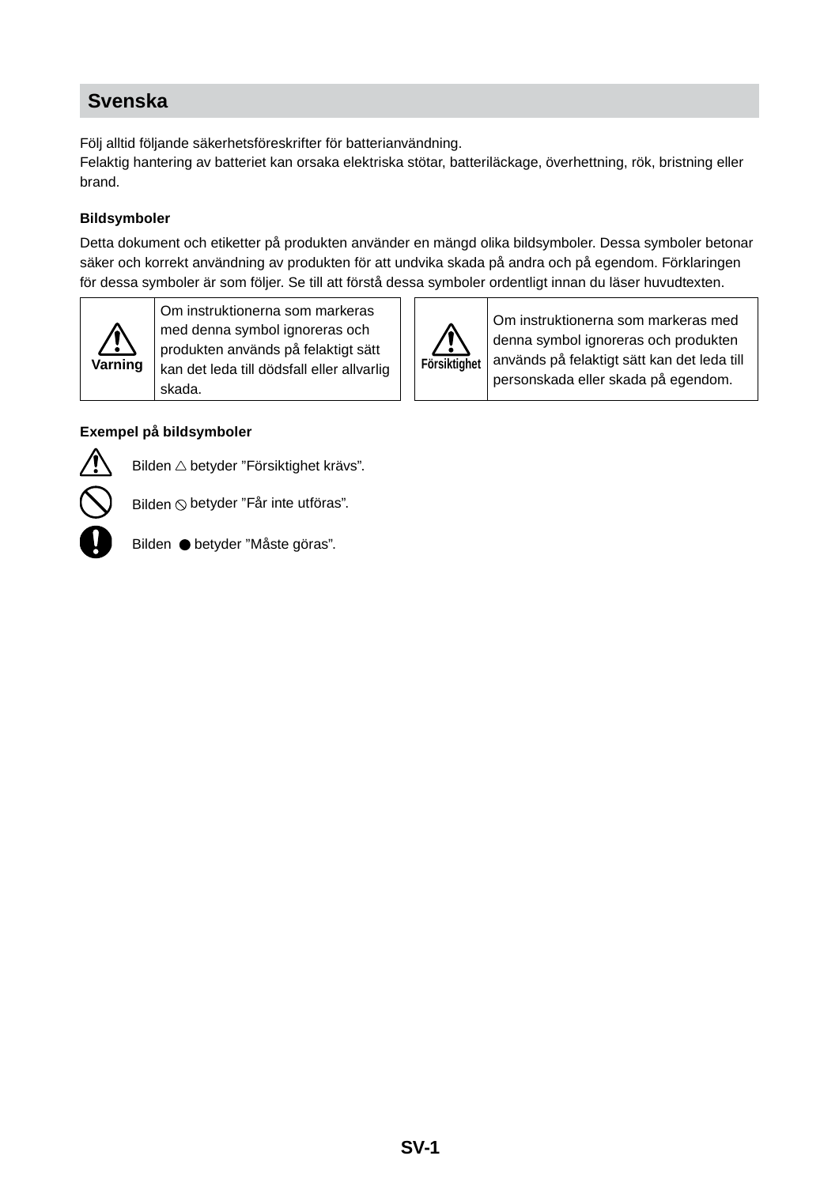## Svenska

Följ alltid följande säkerhetsföreskrifter för batterianvändning.
Felaktig hantering av batteriet kan orsaka elektriska stötar, batteriläckage, överhettning, rök, bristning eller brand.

**Bildsymboler**

Detta dokument och etiketter på produkten använder en mängd olika bildsymboler. Dessa symboler betonar säker och korrekt användning av produkten för att undvika skada på andra och på egendom. Förklaringen för dessa symboler är som följer. Se till att förstå dessa symboler ordentligt innan du läser huvudtexten.

| | |
|---|---|
| ⚠ **Varning** | Om instruktionerna som markeras med denna symbol ignoreras och produkten används på felaktigt sätt kan det leda till dödsfall eller allvarlig skada. |
| ⚠ **Försiktighet** | Om instruktionerna som markeras med denna symbol ignoreras och produkten används på felaktigt sätt kan det leda till personskada eller skada på egendom. |

**Exempel på bildsymboler**

Bilden △ betyder ”Försiktighet krävs”.

Bilden ⃠ betyder ”Får inte utföras”.

Bilden ● betyder ”Måste göras”.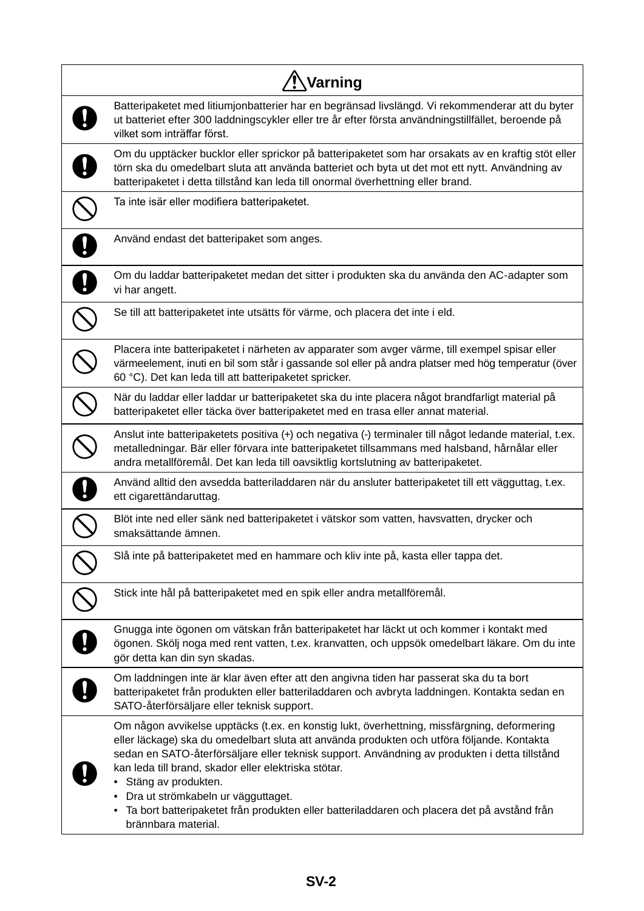| ⚠ Varning | |
|---|---|
| ❗ | Batteripaketet med litiumjonbatterier har en begränsad livslängd. Vi rekommenderar att du byter ut batteriet efter 300 laddningscykler eller tre år efter första användningstillfället, beroende på vilket som inträffar först. |
| ❗ | Om du upptäcker bucklor eller sprickor på batteripaketet som har orsakats av en kraftig stöt eller törn ska du omedelbart sluta att använda batteriet och byta ut det mot ett nytt. Användning av batteripaketet i detta tillstånd kan leda till onormal överhettning eller brand. |
| ⃠ | Ta inte isär eller modifiera batteripaketet. |
| ❗ | Använd endast det batteripaket som anges. |
| ❗ | Om du laddar batteripaketet medan det sitter i produkten ska du använda den AC-adapter som vi har angett. |
| ⃠ | Se till att batteripaketet inte utsätts för värme, och placera det inte i eld. |
| ⃠ | Placera inte batteripaketet i närheten av apparater som avger värme, till exempel spisar eller värmeelement, inuti en bil som står i gassande sol eller på andra platser med hög temperatur (över 60 °C). Det kan leda till att batteripaketet spricker. |
| ⃠ | När du laddar eller laddar ur batteripaketet ska du inte placera något brandfarligt material på batteripaketet eller täcka över batteripaketet med en trasa eller annat material. |
| ⃠ | Anslut inte batteripaketets positiva (+) och negativa (-) terminaler till något ledande material, t.ex. metalledningar. Bär eller förvara inte batteripaketet tillsammans med halsband, hårnålar eller andra metallföremål. Det kan leda till oavsiktlig kortslutning av batteripaketet. |
| ❗ | Använd alltid den avsedda batteriladdaren när du ansluter batteripaketet till ett vägguttag, t.ex. ett cigarettändaruttag. |
| ⃠ | Blöt inte ned eller sänk ned batteripaketet i vätskor som vatten, havsvatten, drycker och smaksättande ämnen. |
| ⃠ | Slå inte på batteripaketet med en hammare och kliv inte på, kasta eller tappa det. |
| ⃠ | Stick inte hål på batteripaketet med en spik eller andra metallföremål. |
| ❗ | Gnugga inte ögonen om vätskan från batteripaketet har läckt ut och kommer i kontakt med ögonen. Skölj noga med rent vatten, t.ex. kranvatten, och uppsök omedelbart läkare. Om du inte gör detta kan din syn skadas. |
| ❗ | Om laddningen inte är klar även efter att den angivna tiden har passerat ska du ta bort batteripaketet från produkten eller batteriladdaren och avbryta laddningen. Kontakta sedan en SATO-återförsäljare eller teknisk support. |
| ❗ | Om någon avvikelse upptäcks (t.ex. en konstig lukt, överhettning, missfärgning, deformering eller läckage) ska du omedelbart sluta att använda produkten och utföra följande. Kontakta sedan en SATO-återförsäljare eller teknisk support. Användning av produkten i detta tillstånd kan leda till brand, skador eller elektriska stötar.<br>• Stäng av produkten.<br>• Dra ut strömkabeln ur vägguttaget.<br>• Ta bort batteripaketet från produkten eller batteriladdaren och placera det på avstånd från brännbara material. |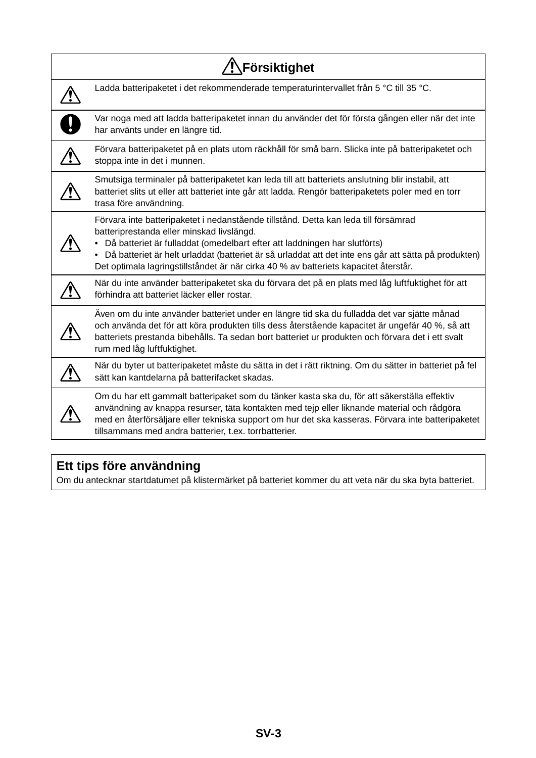| ⚠ Försiktighet | |
|---|---|
| ⚠ | Ladda batteripaketet i det rekommenderade temperaturintervallet från 5 °C till 35 °C. |
| ❗ | Var noga med att ladda batteripaketet innan du använder det för första gången eller när det inte har använts under en längre tid. |
| ⚠ | Förvara batteripaketet på en plats utom räckhåll för små barn. Slicka inte på batteripaketet och stoppa inte in det i munnen. |
| ⚠ | Smutsiga terminaler på batteripaketet kan leda till att batteriets anslutning blir instabil, att batteriet slits ut eller att batteriet inte går att ladda. Rengör batteripaketets poler med en torr trasa före användning. |
| ⚠ | Förvara inte batteripaketet i nedanstående tillstånd. Detta kan leda till försämrad batteriprestanda eller minskad livslängd.<br>• Då batteriet är fulladdat (omedelbart efter att laddningen har slutförts)<br>• Då batteriet är helt urladdat (batteriet är så urladdat att det inte ens går att sätta på produkten)<br>Det optimala lagringstillståndet är när cirka 40 % av batteriets kapacitet återstår. |
| ⚠ | När du inte använder batteripaketet ska du förvara det på en plats med låg luftfuktighet för att förhindra att batteriet läcker eller rostar. |
| ⚠ | Även om du inte använder batteriet under en längre tid ska du fulladda det var sjätte månad och använda det för att köra produkten tills dess återstående kapacitet är ungefär 40 %, så att batteriets prestanda bibehålls. Ta sedan bort batteriet ur produkten och förvara det i ett svalt rum med låg luftfuktighet. |
| ⚠ | När du byter ut batteripaketet måste du sätta in det i rätt riktning. Om du sätter in batteriet på fel sätt kan kantdelarna på batterifacket skadas. |
| ⚠ | Om du har ett gammalt batteripaket som du tänker kasta ska du, för att säkerställa effektiv användning av knappa resurser, täta kontakten med tejp eller liknande material och rådgöra med en återförsäljare eller tekniska support om hur det ska kasseras. Förvara inte batteripaketet tillsammans med andra batterier, t.ex. torrbatterier. |

## Ett tips före användning

Om du antecknar startdatumet på klistermärket på batteriet kommer du att veta när du ska byta batteriet.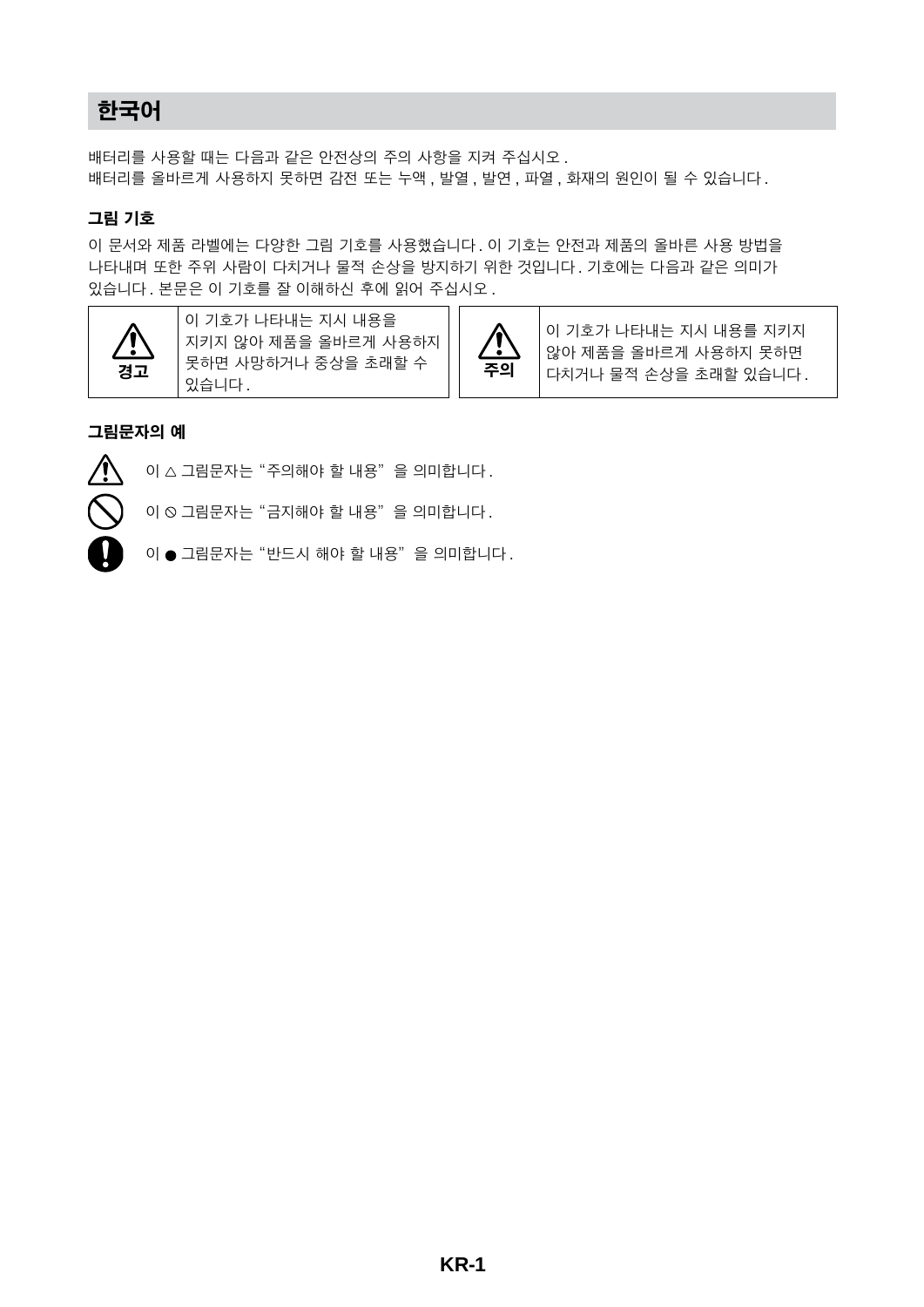# 한국어

배터리를 사용할 때는 다음과 같은 안전상의 주의 사항을 지켜 주십시오 .
배터리를 올바르게 사용하지 못하면 감전 또는 누액 , 발열 , 발연 , 파열 , 화재의 원인이 될 수 있습니다 .

## 그림 기호

이 문서와 제품 라벨에는 다양한 그림 기호를 사용했습니다 . 이 기호는 안전과 제품의 올바른 사용 방법을 나타내며 또한 주위 사람이 다치거나 물적 손상을 방지하기 위한 것입니다 . 기호에는 다음과 같은 의미가 있습니다 . 본문은 이 기호를 잘 이해하신 후에 읽어 주십시오 .

| 기호 | 의미 |
| --- | --- |
| ⚠ 경고 | 이 기호가 나타내는 지시 내용을 지키지 않아 제품을 올바르게 사용하지 못하면 사망하거나 중상을 초래할 수 있습니다 . |
| ⚠ 주의 | 이 기호가 나타내는 지시 내용를 지키지 않아 제품을 올바르게 사용하지 못하면 다치거나 물적 손상을 초래할 있습니다 . |

## 그림문자의 예

⚠ 이 △ 그림문자는 "주의해야 할 내용" 을 의미합니다 .

⃠ 이 ⦸ 그림문자는 "금지해야 할 내용" 을 의미합니다 .

❗ 이 ● 그림문자는 "반드시 해야 할 내용" 을 의미합니다 .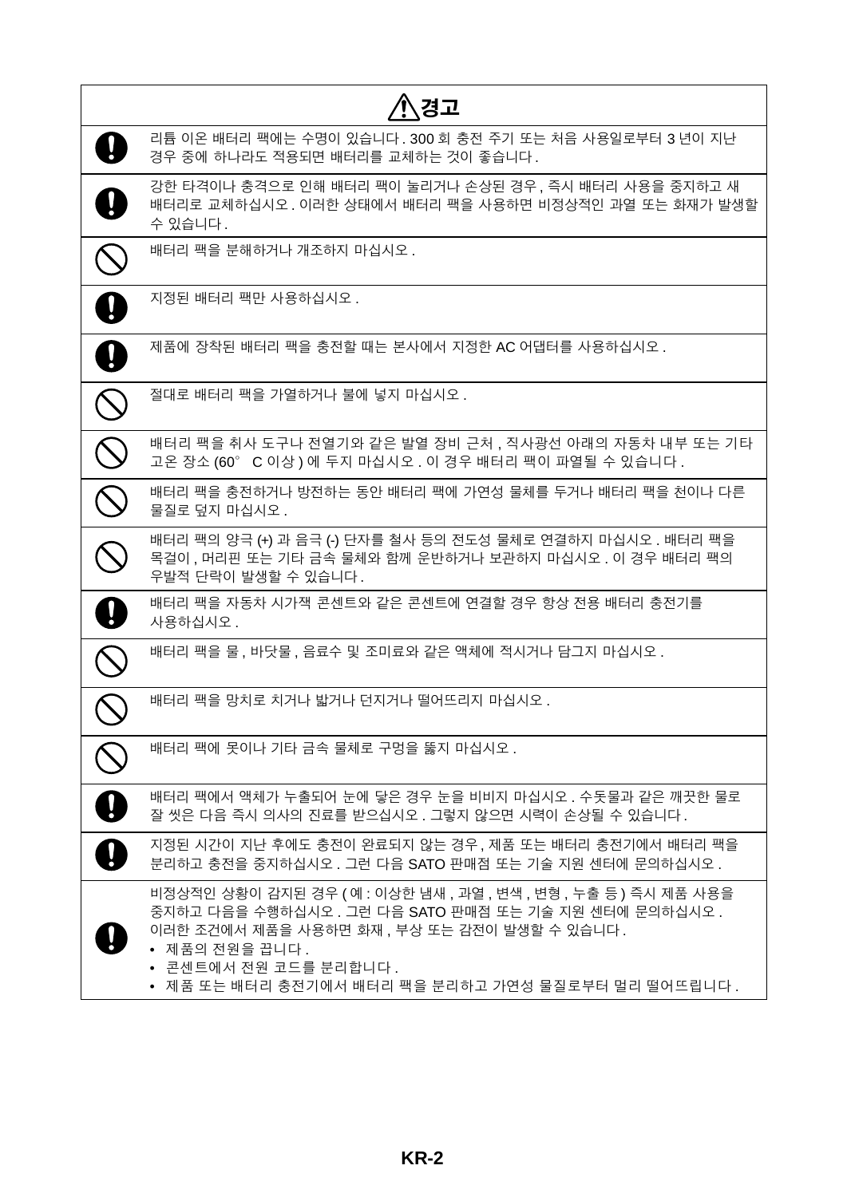| ⚠경고 | |
|---|---|
| ❗ | 리튬 이온 배터리 팩에는 수명이 있습니다 . 300 회 충전 주기 또는 처음 사용일로부터 3 년이 지난 경우 중에 하나라도 적용되면 배터리를 교체하는 것이 좋습니다 . |
| ❗ | 강한 타격이나 충격으로 인해 배터리 팩이 눌리거나 손상된 경우 , 즉시 배터리 사용을 중지하고 새 배터리로 교체하십시오 . 이러한 상태에서 배터리 팩을 사용하면 비정상적인 과열 또는 화재가 발생할 수 있습니다 . |
| ⊘ | 배터리 팩을 분해하거나 개조하지 마십시오 . |
| ❗ | 지정된 배터리 팩만 사용하십시오 . |
| ❗ | 제품에 장착된 배터리 팩을 충전할 때는 본사에서 지정한 AC 어댑터를 사용하십시오 . |
| ⊘ | 절대로 배터리 팩을 가열하거나 불에 넣지 마십시오 . |
| ⊘ | 배터리 팩을 취사 도구나 전열기와 같은 발열 장비 근처 , 직사광선 아래의 자동차 내부 또는 기타 고온 장소 (60° C 이상 ) 에 두지 마십시오 . 이 경우 배터리 팩이 파열될 수 있습니다 . |
| ⊘ | 배터리 팩을 충전하거나 방전하는 동안 배터리 팩에 가연성 물체를 두거나 배터리 팩을 천이나 다른 물질로 덮지 마십시오 . |
| ⊘ | 배터리 팩의 양극 (+) 과 음극 (-) 단자를 철사 등의 전도성 물체로 연결하지 마십시오 . 배터리 팩을 목걸이 , 머리핀 또는 기타 금속 물체와 함께 운반하거나 보관하지 마십시오 . 이 경우 배터리 팩의 우발적 단락이 발생할 수 있습니다 . |
| ❗ | 배터리 팩을 자동차 시가잭 콘센트와 같은 콘센트에 연결할 경우 항상 전용 배터리 충전기를 사용하십시오 . |
| ⊘ | 배터리 팩을 물 , 바닷물 , 음료수 및 조미료와 같은 액체에 적시거나 담그지 마십시오 . |
| ⊘ | 배터리 팩을 망치로 치거나 밟거나 던지거나 떨어뜨리지 마십시오 . |
| ⊘ | 배터리 팩에 못이나 기타 금속 물체로 구멍을 뚫지 마십시오 . |
| ❗ | 배터리 팩에서 액체가 누출되어 눈에 닿은 경우 눈을 비비지 마십시오 . 수돗물과 같은 깨끗한 물로 잘 씻은 다음 즉시 의사의 진료를 받으십시오 . 그렇지 않으면 시력이 손상될 수 있습니다 . |
| ❗ | 지정된 시간이 지난 후에도 충전이 완료되지 않는 경우 , 제품 또는 배터리 충전기에서 배터리 팩을 분리하고 충전을 중지하십시오 . 그런 다음 SATO 판매점 또는 기술 지원 센터에 문의하십시오 . |
| ❗ | 비정상적인 상황이 감지된 경우 ( 예 : 이상한 냄새 , 과열 , 변색 , 변형 , 누출 등 ) 즉시 제품 사용을 중지하고 다음을 수행하십시오 . 그런 다음 SATO 판매점 또는 기술 지원 센터에 문의하십시오 . 이러한 조건에서 제품을 사용하면 화재 , 부상 또는 감전이 발생할 수 있습니다 .<br>• 제품의 전원을 끕니다 .<br>• 콘센트에서 전원 코드를 분리합니다 .<br>• 제품 또는 배터리 충전기에서 배터리 팩을 분리하고 가연성 물질로부터 멀리 떨어뜨립니다 . |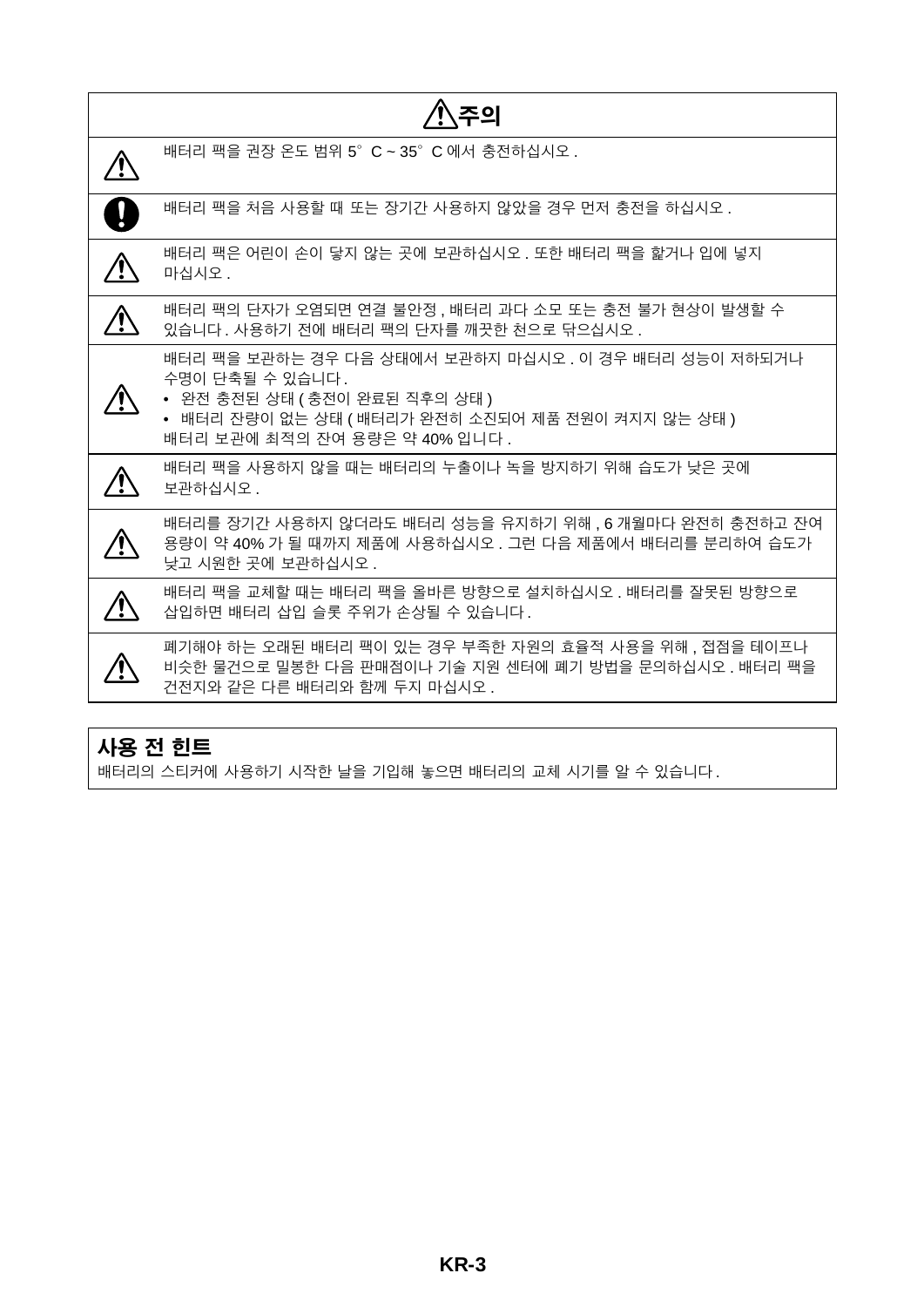## ⚠주의

| | |
|---|---|
| ⚠ | 배터리 팩을 권장 온도 범위 5° C ~ 35° C 에서 충전하십시오 . |
| ❗ | 배터리 팩을 처음 사용할 때 또는 장기간 사용하지 않았을 경우 먼저 충전을 하십시오 . |
| ⚠ | 배터리 팩은 어린이 손이 닿지 않는 곳에 보관하십시오 . 또한 배터리 팩을 핥거나 입에 넣지 마십시오 . |
| ⚠ | 배터리 팩의 단자가 오염되면 연결 불안정 , 배터리 과다 소모 또는 충전 불가 현상이 발생할 수 있습니다 . 사용하기 전에 배터리 팩의 단자를 깨끗한 천으로 닦으십시오 . |
| ⚠ | 배터리 팩을 보관하는 경우 다음 상태에서 보관하지 마십시오 . 이 경우 배터리 성능이 저하되거나 수명이 단축될 수 있습니다 .<br>• 완전 충전된 상태 ( 충전이 완료된 직후의 상태 )<br>• 배터리 잔량이 없는 상태 ( 배터리가 완전히 소진되어 제품 전원이 켜지지 않는 상태 )<br>배터리 보관에 최적의 잔여 용량은 약 40% 입니다 . |
| ⚠ | 배터리 팩을 사용하지 않을 때는 배터리의 누출이나 녹을 방지하기 위해 습도가 낮은 곳에 보관하십시오 . |
| ⚠ | 배터리를 장기간 사용하지 않더라도 배터리 성능을 유지하기 위해 , 6 개월마다 완전히 충전하고 잔여 용량이 약 40% 가 될 때까지 제품에 사용하십시오 . 그런 다음 제품에서 배터리를 분리하여 습도가 낮고 시원한 곳에 보관하십시오 . |
| ⚠ | 배터리 팩을 교체할 때는 배터리 팩을 올바른 방향으로 설치하십시오 . 배터리를 잘못된 방향으로 삽입하면 배터리 삽입 슬롯 주위가 손상될 수 있습니다 . |
| ⚠ | 폐기해야 하는 오래된 배터리 팩이 있는 경우 부족한 자원의 효율적 사용을 위해 , 접점을 테이프나 비슷한 물건으로 밀봉한 다음 판매점이나 기술 지원 센터에 폐기 방법을 문의하십시오 . 배터리 팩을 건전지와 같은 다른 배터리와 함께 두지 마십시오 . |

## 사용 전 힌트

배터리의 스티커에 사용하기 시작한 날을 기입해 놓으면 배터리의 교체 시기를 알 수 있습니다 .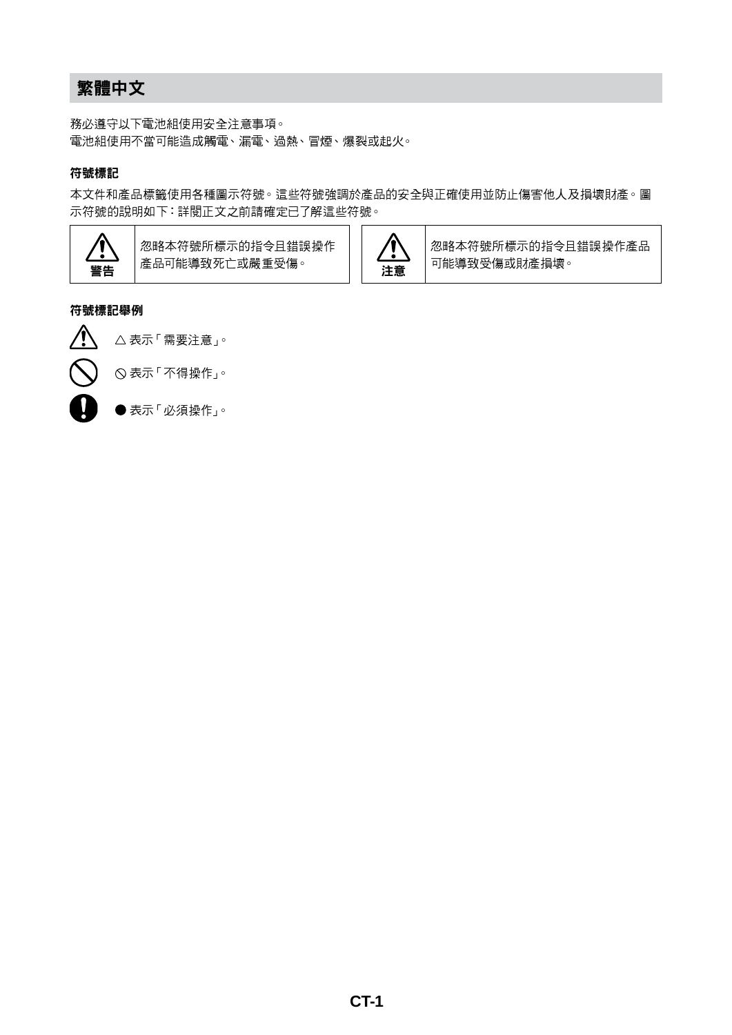# 繁體中文

務必遵守以下電池組使用安全注意事項。
電池組使用不當可能造成觸電、漏電、過熱、冒煙、爆裂或起火。

### 符號標記

本文件和產品標籤使用各種圖示符號。這些符號強調於產品的安全與正確使用並防止傷害他人及損壞財產。圖示符號的說明如下：詳閱正文之前請確定已了解這些符號。

| | |
|---|---|
| 警告 | 忽略本符號所標示的指令且錯誤操作產品可能導致死亡或嚴重受傷。 |
| 注意 | 忽略本符號所標示的指令且錯誤操作產品可能導致受傷或財產損壞。 |

### 符號標記舉例

△ 表示「需要注意」。

⃠ 表示「不得操作」。

● 表示「必須操作」。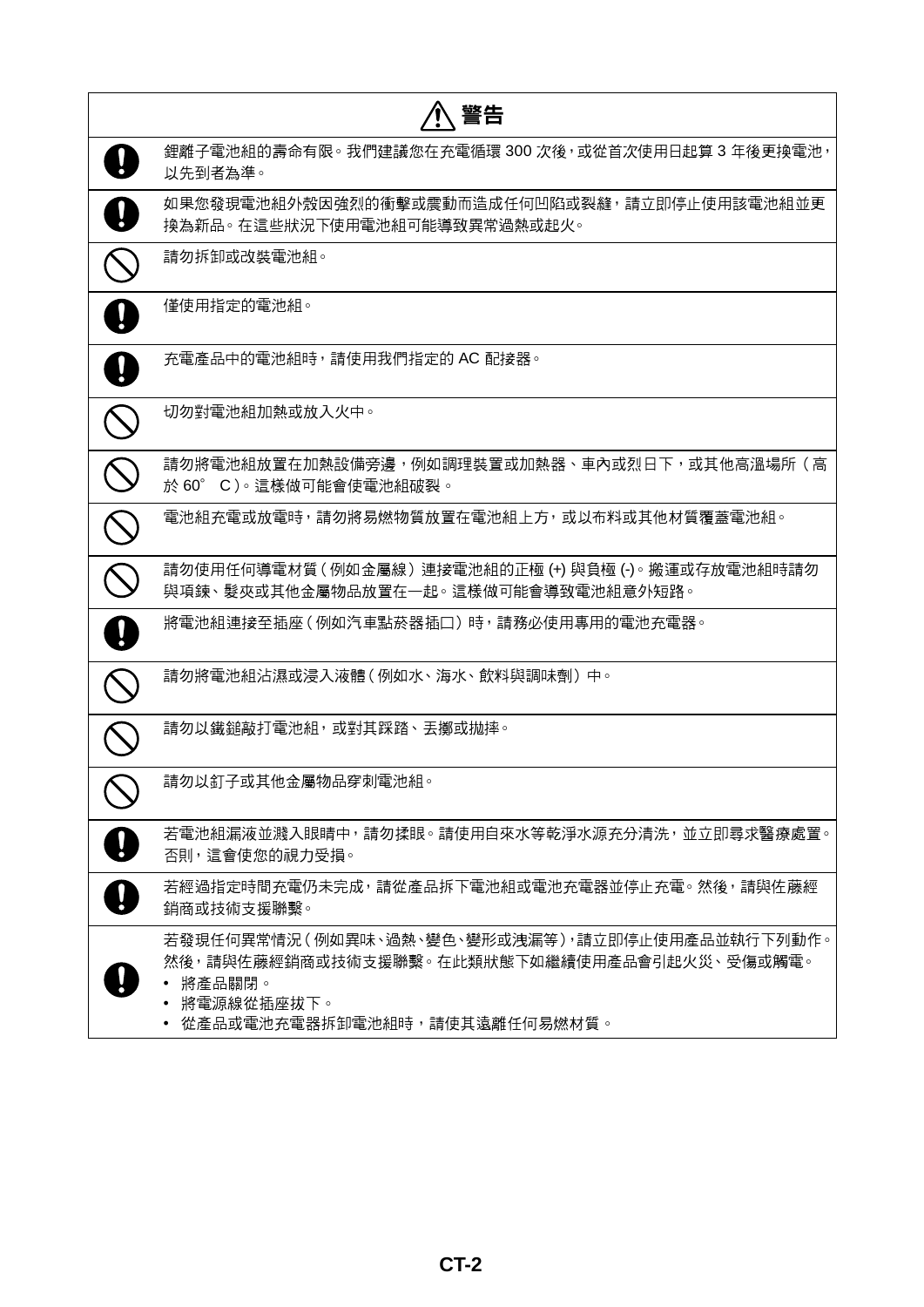| ⚠ 警告 | |
|---|---|
| ❗ | 鋰離子電池組的壽命有限。我們建議您在充電循環 300 次後，或從首次使用日起算 3 年後更換電池，以先到者為準。 |
| ❗ | 如果您發現電池組外殼因強烈的衝擊或震動而造成任何凹陷或裂縫，請立即停止使用該電池組並更換為新品。在這些狀況下使用電池組可能導致異常過熱或起火。 |
| 🛇 | 請勿拆卸或改裝電池組。 |
| ❗ | 僅使用指定的電池組。 |
| ❗ | 充電產品中的電池組時，請使用我們指定的 AC 配接器。 |
| 🛇 | 切勿對電池組加熱或放入火中。 |
| 🛇 | 請勿將電池組放置在加熱設備旁邊，例如調理裝置或加熱器、車內或烈日下，或其他高溫場所（高於 60° C）。這樣做可能會使電池組破裂。 |
| 🛇 | 電池組充電或放電時，請勿將易燃物質放置在電池組上方，或以布料或其他材質覆蓋電池組。 |
| 🛇 | 請勿使用任何導電材質（例如金屬線）連接電池組的正極 (+) 與負極 (-)。搬運或存放電池組時請勿與項鍊、髮夾或其他金屬物品放置在一起。這樣做可能會導致電池組意外短路。 |
| ❗ | 將電池組連接至插座（例如汽車點菸器插口）時，請務必使用專用的電池充電器。 |
| 🛇 | 請勿將電池組沾濕或浸入液體（例如水、海水、飲料與調味劑）中。 |
| 🛇 | 請勿以鐵鎚敲打電池組，或對其踩踏、丟擲或拋摔。 |
| 🛇 | 請勿以釘子或其他金屬物品穿刺電池組。 |
| ❗ | 若電池組漏液並濺入眼睛中，請勿揉眼。請使用自來水等乾淨水源充分清洗，並立即尋求醫療處置。否則，這會使您的視力受損。 |
| ❗ | 若經過指定時間充電仍未完成，請從產品拆下電池組或電池充電器並停止充電。然後，請與佐藤經銷商或技術支援聯繫。 |
| ❗ | 若發現任何異常情況（例如異味、過熱、變色、變形或洩漏等），請立即停止使用產品並執行下列動作。然後，請與佐藤經銷商或技術支援聯繫。在此類狀態下如繼續使用產品會引起火災、受傷或觸電。<br>• 將產品關閉。<br>• 將電源線從插座拔下。<br>• 從產品或電池充電器拆卸電池組時，請使其遠離任何易燃材質。 |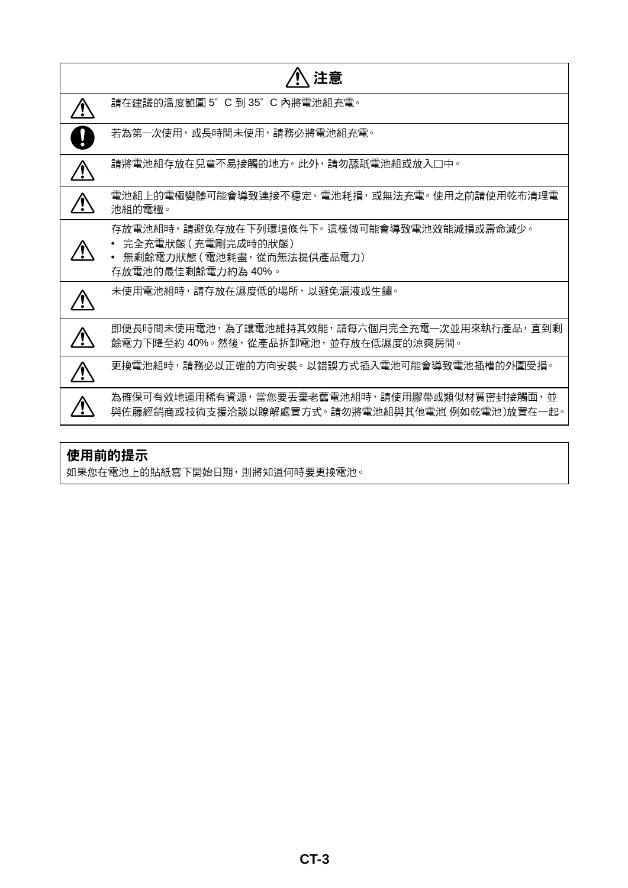| ⚠ 注意 | |
|---|---|
| ⚠ | 請在建議的溫度範圍 5˚C 到 35˚C 內將電池組充電。 |
| ❗ | 若為第一次使用，或長時間未使用，請務必將電池組充電。 |
| ⚠ | 請將電池組存放在兒童不易接觸的地方。此外，請勿舔舐電池組或放入口中。 |
| ⚠ | 電池組上的電極變髒可能會導致連接不穩定、電池耗損，或無法充電。使用之前請使用乾布清理電池組的電極。 |
| ⚠ | 存放電池組時，請避免存放在下列環境條件下。這樣做可能會導致電池效能減損或壽命減少。<br>• 完全充電狀態 ( 充電剛完成時的狀態 )<br>• 無剩餘電力狀態 ( 電池耗盡，從而無法提供產品電力 )<br>存放電池的最佳剩餘電力約為 40%。 |
| ⚠ | 未使用電池組時，請存放在濕度低的場所，以避免漏液或生鏽。 |
| ⚠ | 即便長時間未使用電池，為了讓電池維持其效能，請每六個月完全充電一次並用來執行產品，直到剩餘電力下降至約 40%。然後，從產品拆卸電池，並存放在低濕度的涼爽房間。 |
| ⚠ | 更換電池組時，請務必以正確的方向安裝。以錯誤方式插入電池可能會導致電池插槽的外圍受損。 |
| ⚠ | 為確保可有效地運用稀有資源，當您要丟棄老舊電池組時，請使用膠帶或類似材質密封接觸面，並與佐藤經銷商或技術支援洽談以瞭解處置方式。請勿將電池組與其他電池 ( 例如乾電池 ) 放置在一起。 |

**使用前的提示**

如果您在電池上的貼紙寫下開始日期，則將知道何時要更換電池。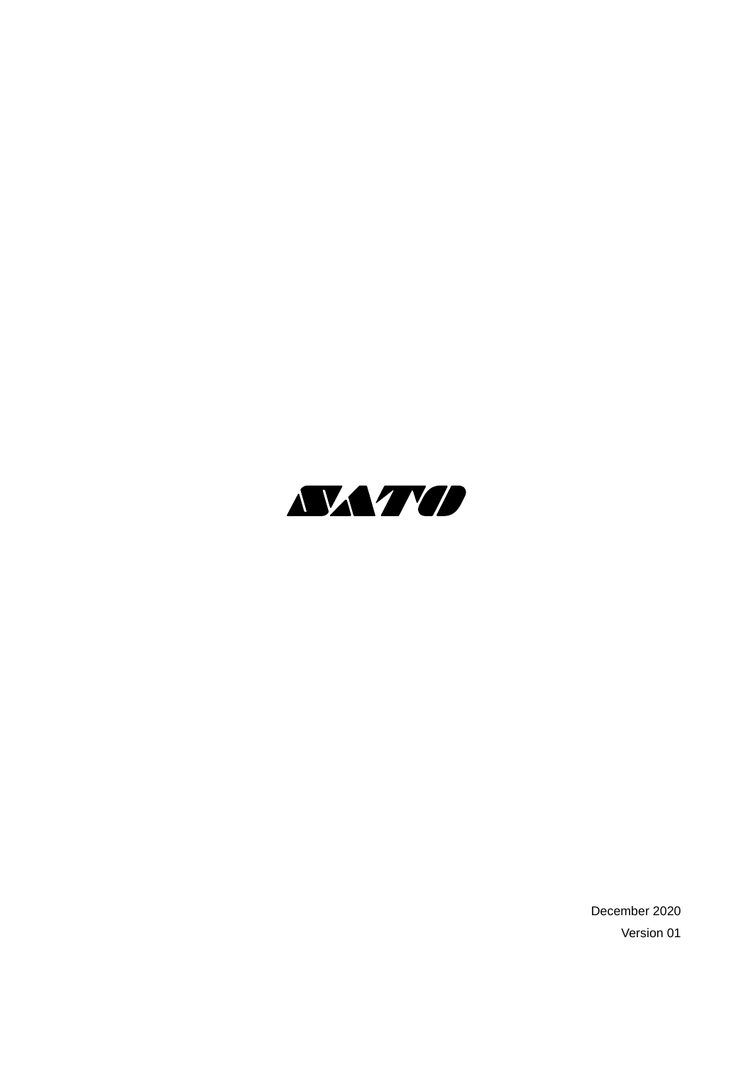SATO

December 2020

Version 01